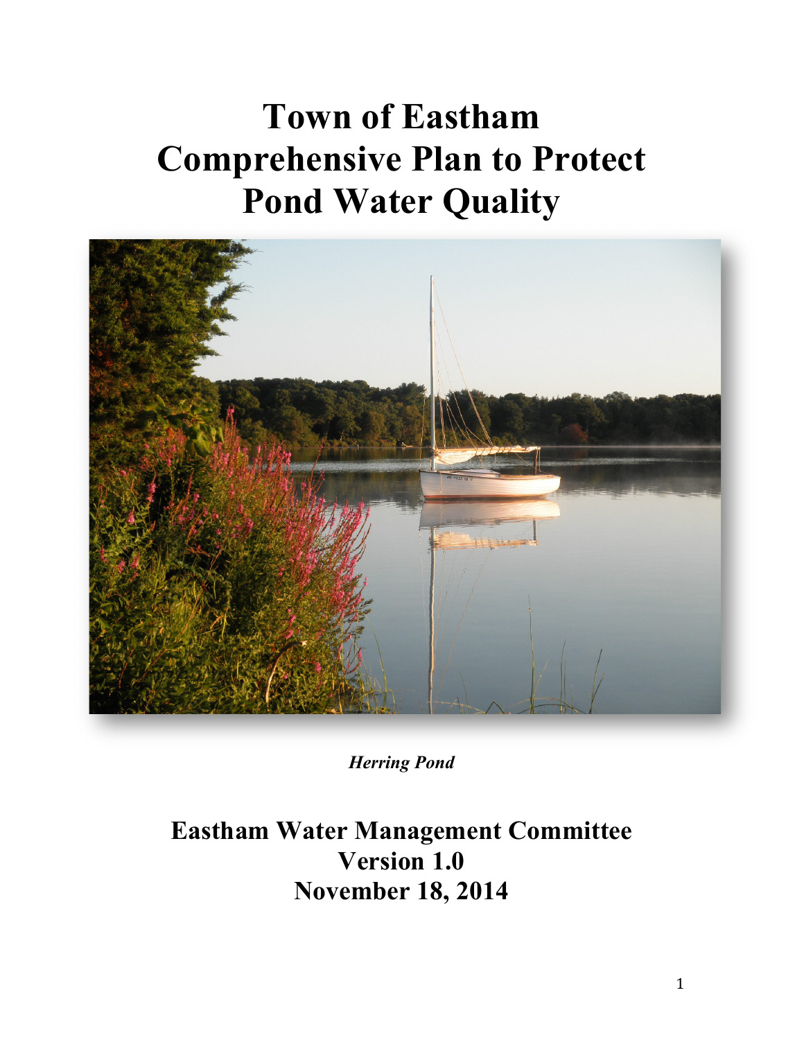# Town of Eastham Comprehensive Plan to Protect Pond Water Quality

***Herring Pond***

## Eastham Water Management Committee
## Version 1.0
## November 18, 2014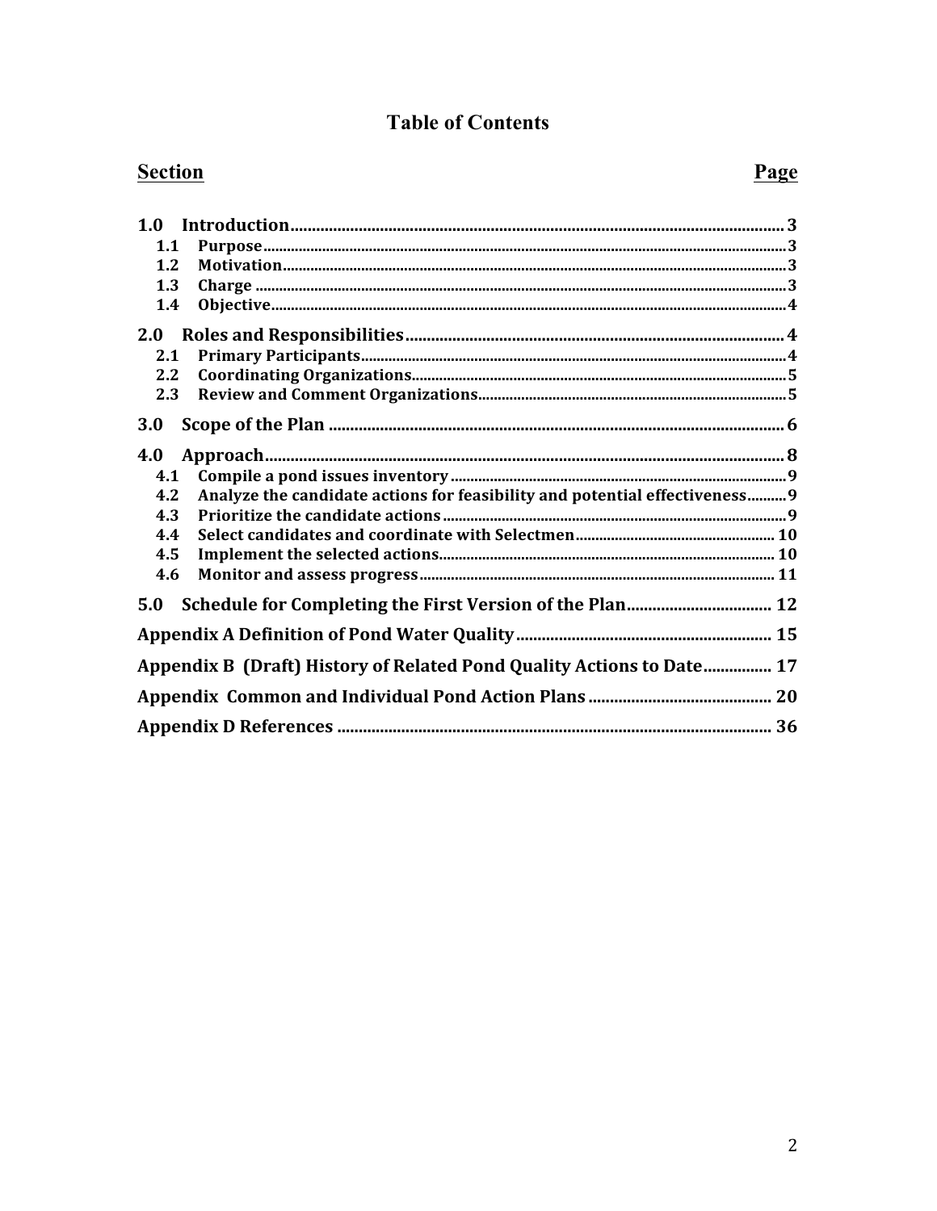# Table of Contents

| Section | Page |
|---|---|
| **1.0 Introduction** | 3 |
| 1.1 Purpose | 3 |
| 1.2 Motivation | 3 |
| 1.3 Charge | 3 |
| 1.4 Objective | 4 |
| **2.0 Roles and Responsibilities** | 4 |
| 2.1 Primary Participants | 4 |
| 2.2 Coordinating Organizations | 5 |
| 2.3 Review and Comment Organizations | 5 |
| **3.0 Scope of the Plan** | 6 |
| **4.0 Approach** | 8 |
| 4.1 Compile a pond issues inventory | 9 |
| 4.2 Analyze the candidate actions for feasibility and potential effectiveness | 9 |
| 4.3 Prioritize the candidate actions | 9 |
| 4.4 Select candidates and coordinate with Selectmen | 10 |
| 4.5 Implement the selected actions | 10 |
| 4.6 Monitor and assess progress | 11 |
| **5.0 Schedule for Completing the First Version of the Plan** | 12 |
| **Appendix A Definition of Pond Water Quality** | 15 |
| **Appendix B (Draft) History of Related Pond Quality Actions to Date** | 17 |
| **Appendix Common and Individual Pond Action Plans** | 20 |
| **Appendix D References** | 36 |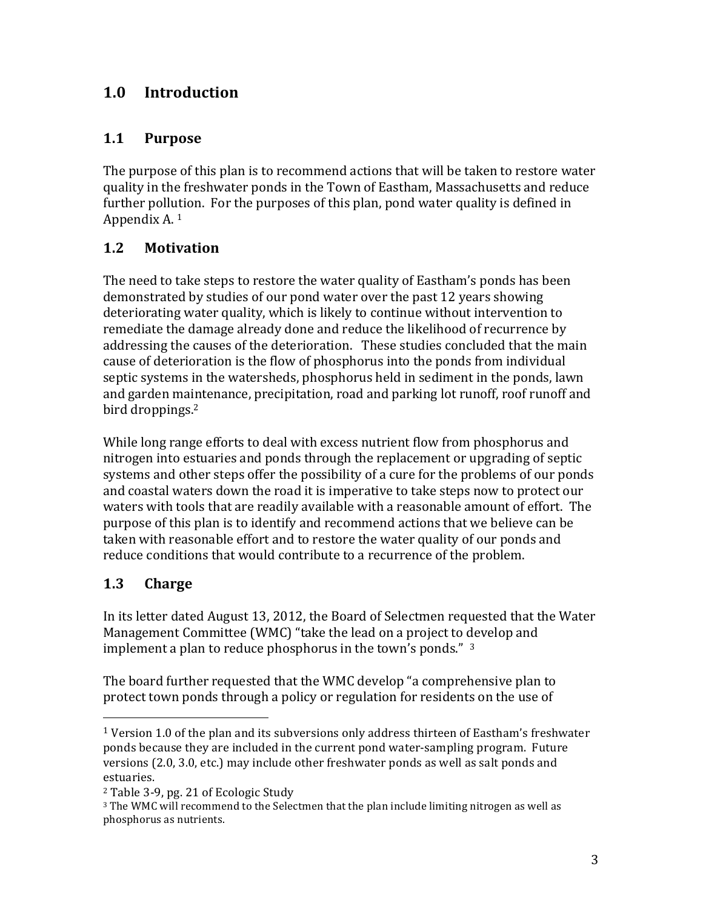# 1.0 Introduction

## 1.1 Purpose

The purpose of this plan is to recommend actions that will be taken to restore water quality in the freshwater ponds in the Town of Eastham, Massachusetts and reduce further pollution. For the purposes of this plan, pond water quality is defined in Appendix A. [1]

## 1.2 Motivation

The need to take steps to restore the water quality of Eastham's ponds has been demonstrated by studies of our pond water over the past 12 years showing deteriorating water quality, which is likely to continue without intervention to remediate the damage already done and reduce the likelihood of recurrence by addressing the causes of the deterioration. These studies concluded that the main cause of deterioration is the flow of phosphorus into the ponds from individual septic systems in the watersheds, phosphorus held in sediment in the ponds, lawn and garden maintenance, precipitation, road and parking lot runoff, roof runoff and bird droppings.[2]

While long range efforts to deal with excess nutrient flow from phosphorus and nitrogen into estuaries and ponds through the replacement or upgrading of septic systems and other steps offer the possibility of a cure for the problems of our ponds and coastal waters down the road it is imperative to take steps now to protect our waters with tools that are readily available with a reasonable amount of effort. The purpose of this plan is to identify and recommend actions that we believe can be taken with reasonable effort and to restore the water quality of our ponds and reduce conditions that would contribute to a recurrence of the problem.

## 1.3 Charge

In its letter dated August 13, 2012, the Board of Selectmen requested that the Water Management Committee (WMC) "take the lead on a project to develop and implement a plan to reduce phosphorus in the town's ponds." [3]

The board further requested that the WMC develop "a comprehensive plan to protect town ponds through a policy or regulation for residents on the use of

---

[1] Version 1.0 of the plan and its subversions only address thirteen of Eastham's freshwater ponds because they are included in the current pond water-sampling program. Future versions (2.0, 3.0, etc.) may include other freshwater ponds as well as salt ponds and estuaries.

[2] Table 3-9, pg. 21 of Ecologic Study

[3] The WMC will recommend to the Selectmen that the plan include limiting nitrogen as well as phosphorus as nutrients.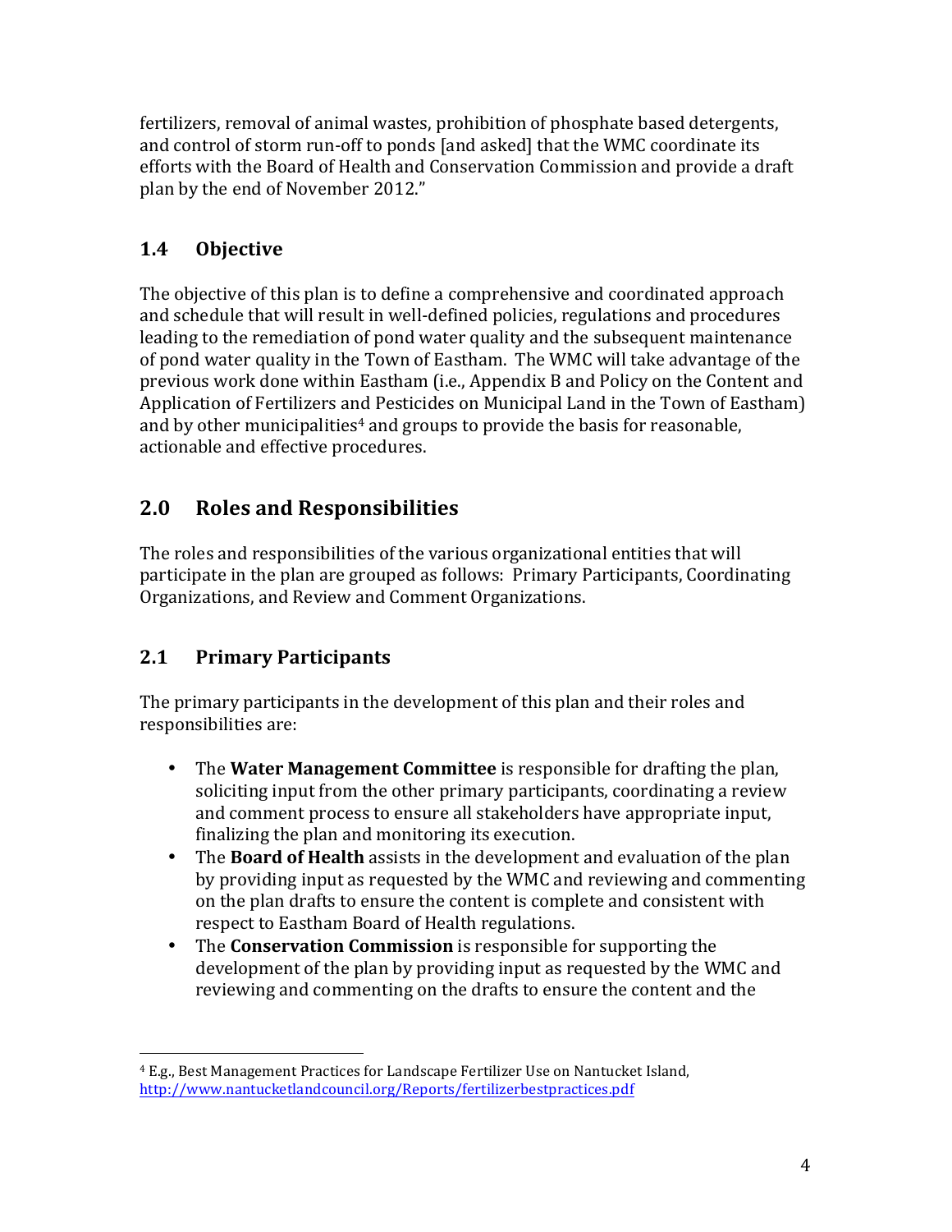fertilizers, removal of animal wastes, prohibition of phosphate based detergents, and control of storm run-off to ponds [and asked] that the WMC coordinate its efforts with the Board of Health and Conservation Commission and provide a draft plan by the end of November 2012."

## 1.4 Objective

The objective of this plan is to define a comprehensive and coordinated approach and schedule that will result in well-defined policies, regulations and procedures leading to the remediation of pond water quality and the subsequent maintenance of pond water quality in the Town of Eastham. The WMC will take advantage of the previous work done within Eastham (i.e., Appendix B and Policy on the Content and Application of Fertilizers and Pesticides on Municipal Land in the Town of Eastham) and by other municipalities[4] and groups to provide the basis for reasonable, actionable and effective procedures.

# 2.0 Roles and Responsibilities

The roles and responsibilities of the various organizational entities that will participate in the plan are grouped as follows: Primary Participants, Coordinating Organizations, and Review and Comment Organizations.

## 2.1 Primary Participants

The primary participants in the development of this plan and their roles and responsibilities are:

- The **Water Management Committee** is responsible for drafting the plan, soliciting input from the other primary participants, coordinating a review and comment process to ensure all stakeholders have appropriate input, finalizing the plan and monitoring its execution.
- The **Board of Health** assists in the development and evaluation of the plan by providing input as requested by the WMC and reviewing and commenting on the plan drafts to ensure the content is complete and consistent with respect to Eastham Board of Health regulations.
- The **Conservation Commission** is responsible for supporting the development of the plan by providing input as requested by the WMC and reviewing and commenting on the drafts to ensure the content and the

---

[4] E.g., Best Management Practices for Landscape Fertilizer Use on Nantucket Island, http://www.nantucketlandcouncil.org/Reports/fertilizerbestpractices.pdf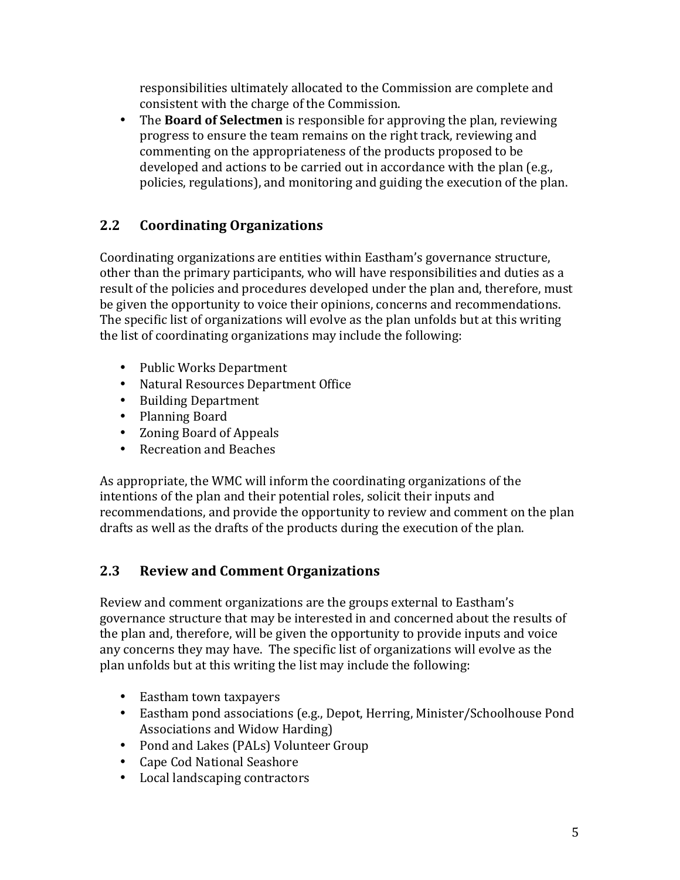responsibilities ultimately allocated to the Commission are complete and consistent with the charge of the Commission.

- The **Board of Selectmen** is responsible for approving the plan, reviewing progress to ensure the team remains on the right track, reviewing and commenting on the appropriateness of the products proposed to be developed and actions to be carried out in accordance with the plan (e.g., policies, regulations), and monitoring and guiding the execution of the plan.

## 2.2 Coordinating Organizations

Coordinating organizations are entities within Eastham's governance structure, other than the primary participants, who will have responsibilities and duties as a result of the policies and procedures developed under the plan and, therefore, must be given the opportunity to voice their opinions, concerns and recommendations. The specific list of organizations will evolve as the plan unfolds but at this writing the list of coordinating organizations may include the following:

- Public Works Department
- Natural Resources Department Office
- Building Department
- Planning Board
- Zoning Board of Appeals
- Recreation and Beaches

As appropriate, the WMC will inform the coordinating organizations of the intentions of the plan and their potential roles, solicit their inputs and recommendations, and provide the opportunity to review and comment on the plan drafts as well as the drafts of the products during the execution of the plan.

## 2.3 Review and Comment Organizations

Review and comment organizations are the groups external to Eastham's governance structure that may be interested in and concerned about the results of the plan and, therefore, will be given the opportunity to provide inputs and voice any concerns they may have. The specific list of organizations will evolve as the plan unfolds but at this writing the list may include the following:

- Eastham town taxpayers
- Eastham pond associations (e.g., Depot, Herring, Minister/Schoolhouse Pond Associations and Widow Harding)
- Pond and Lakes (PALs) Volunteer Group
- Cape Cod National Seashore
- Local landscaping contractors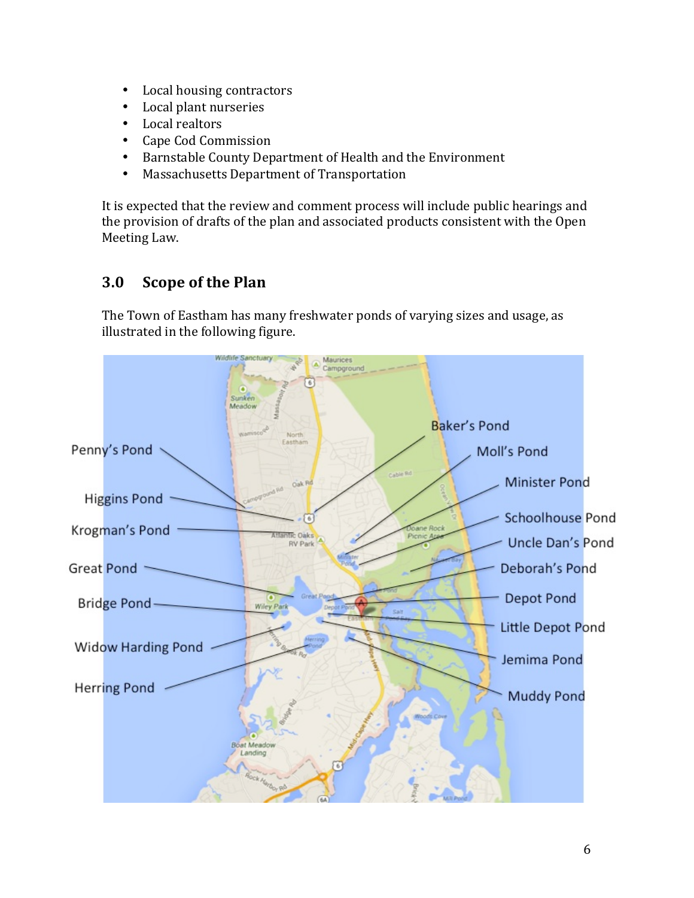- Local housing contractors
- Local plant nurseries
- Local realtors
- Cape Cod Commission
- Barnstable County Department of Health and the Environment
- Massachusetts Department of Transportation

It is expected that the review and comment process will include public hearings and the provision of drafts of the plan and associated products consistent with the Open Meeting Law.

## 3.0 Scope of the Plan

The Town of Eastham has many freshwater ponds of varying sizes and usage, as illustrated in the following figure.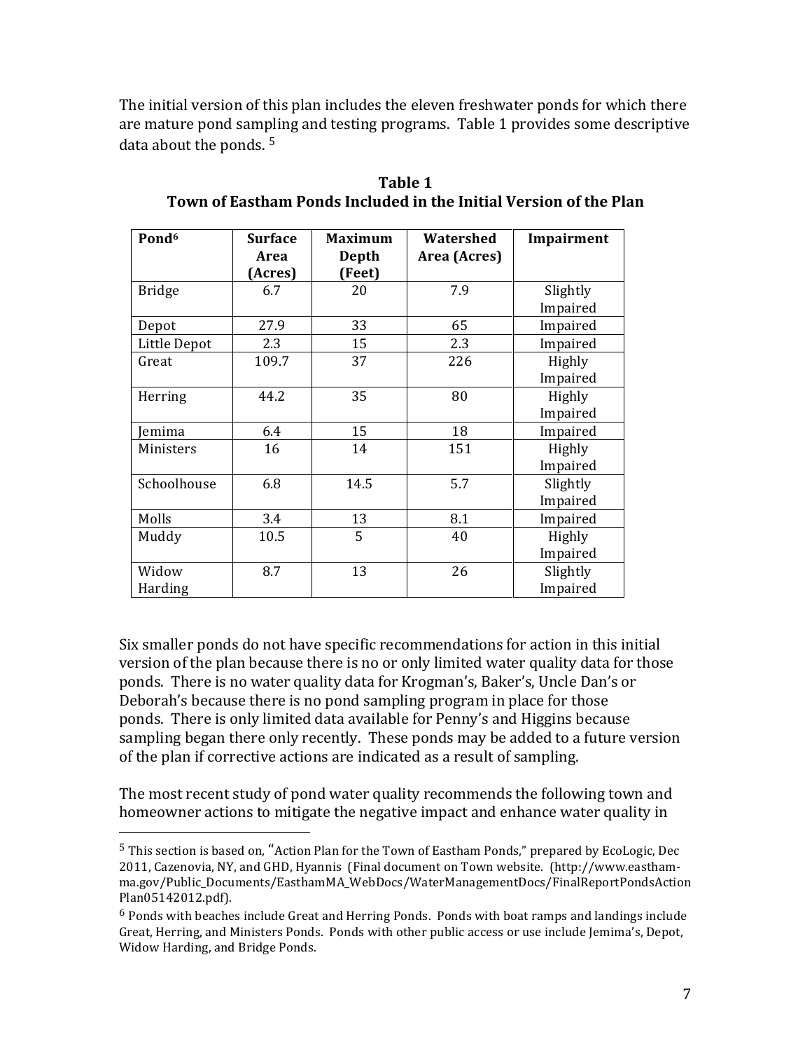The initial version of this plan includes the eleven freshwater ponds for which there are mature pond sampling and testing programs. Table 1 provides some descriptive data about the ponds. [5]

**Table 1**
**Town of Eastham Ponds Included in the Initial Version of the Plan**

| Pond[6] | Surface Area (Acres) | Maximum Depth (Feet) | Watershed Area (Acres) | Impairment |
|---|---|---|---|---|
| Bridge | 6.7 | 20 | 7.9 | Slightly Impaired |
| Depot | 27.9 | 33 | 65 | Impaired |
| Little Depot | 2.3 | 15 | 2.3 | Impaired |
| Great | 109.7 | 37 | 226 | Highly Impaired |
| Herring | 44.2 | 35 | 80 | Highly Impaired |
| Jemima | 6.4 | 15 | 18 | Impaired |
| Ministers | 16 | 14 | 151 | Highly Impaired |
| Schoolhouse | 6.8 | 14.5 | 5.7 | Slightly Impaired |
| Molls | 3.4 | 13 | 8.1 | Impaired |
| Muddy | 10.5 | 5 | 40 | Highly Impaired |
| Widow Harding | 8.7 | 13 | 26 | Slightly Impaired |

Six smaller ponds do not have specific recommendations for action in this initial version of the plan because there is no or only limited water quality data for those ponds. There is no water quality data for Krogman's, Baker's, Uncle Dan's or Deborah's because there is no pond sampling program in place for those ponds. There is only limited data available for Penny's and Higgins because sampling began there only recently. These ponds may be added to a future version of the plan if corrective actions are indicated as a result of sampling.

The most recent study of pond water quality recommends the following town and homeowner actions to mitigate the negative impact and enhance water quality in

---

[5] This section is based on, "Action Plan for the Town of Eastham Ponds," prepared by EcoLogic, Dec 2011, Cazenovia, NY, and GHD, Hyannis (Final document on Town website. (http://www.eastham-ma.gov/Public_Documents/EasthamMA_WebDocs/WaterManagementDocs/FinalReportPondsActionPlan05142012.pdf).

[6] Ponds with beaches include Great and Herring Ponds. Ponds with boat ramps and landings include Great, Herring, and Ministers Ponds. Ponds with other public access or use include Jemima's, Depot, Widow Harding, and Bridge Ponds.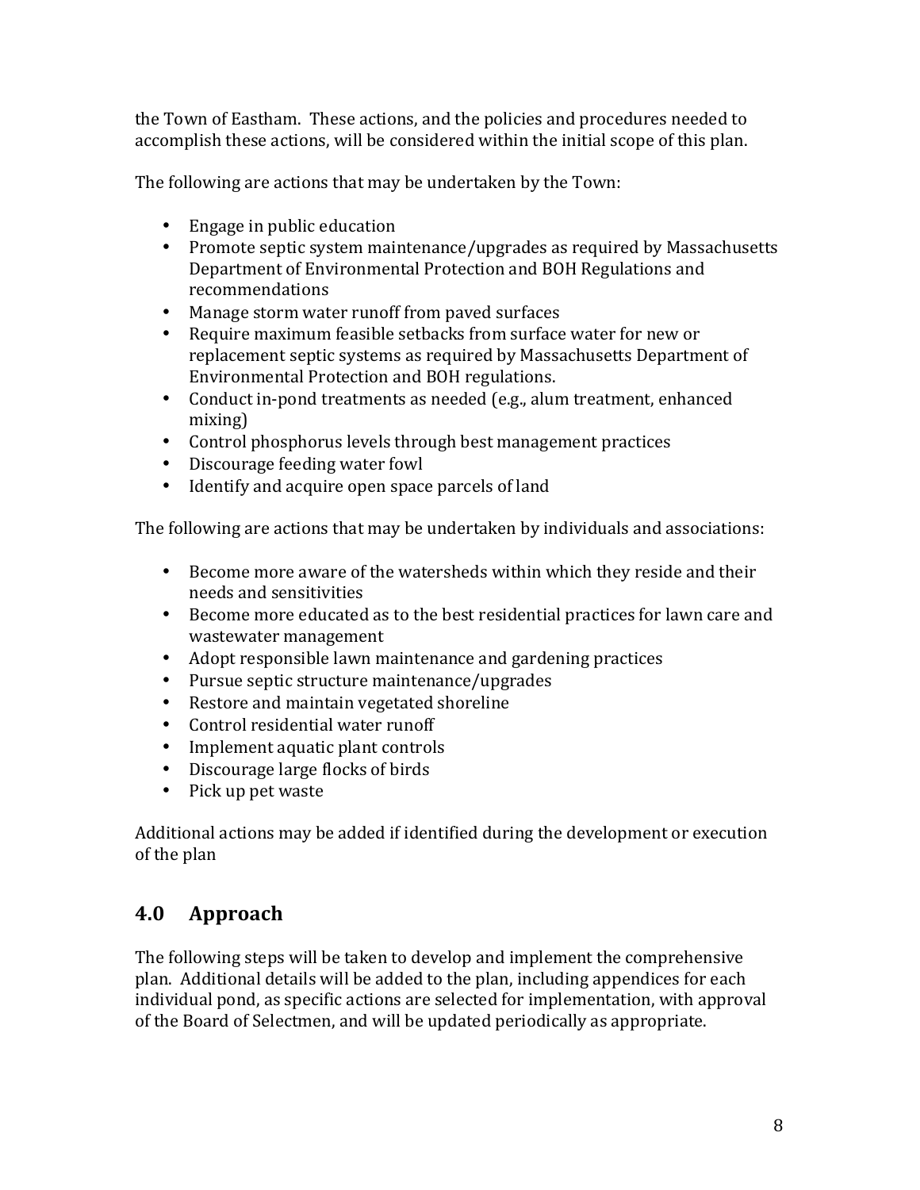the Town of Eastham. These actions, and the policies and procedures needed to accomplish these actions, will be considered within the initial scope of this plan.

The following are actions that may be undertaken by the Town:

- Engage in public education
- Promote septic system maintenance/upgrades as required by Massachusetts Department of Environmental Protection and BOH Regulations and recommendations
- Manage storm water runoff from paved surfaces
- Require maximum feasible setbacks from surface water for new or replacement septic systems as required by Massachusetts Department of Environmental Protection and BOH regulations.
- Conduct in-pond treatments as needed (e.g., alum treatment, enhanced mixing)
- Control phosphorus levels through best management practices
- Discourage feeding water fowl
- Identify and acquire open space parcels of land

The following are actions that may be undertaken by individuals and associations:

- Become more aware of the watersheds within which they reside and their needs and sensitivities
- Become more educated as to the best residential practices for lawn care and wastewater management
- Adopt responsible lawn maintenance and gardening practices
- Pursue septic structure maintenance/upgrades
- Restore and maintain vegetated shoreline
- Control residential water runoff
- Implement aquatic plant controls
- Discourage large flocks of birds
- Pick up pet waste

Additional actions may be added if identified during the development or execution of the plan

## 4.0 Approach

The following steps will be taken to develop and implement the comprehensive plan. Additional details will be added to the plan, including appendices for each individual pond, as specific actions are selected for implementation, with approval of the Board of Selectmen, and will be updated periodically as appropriate.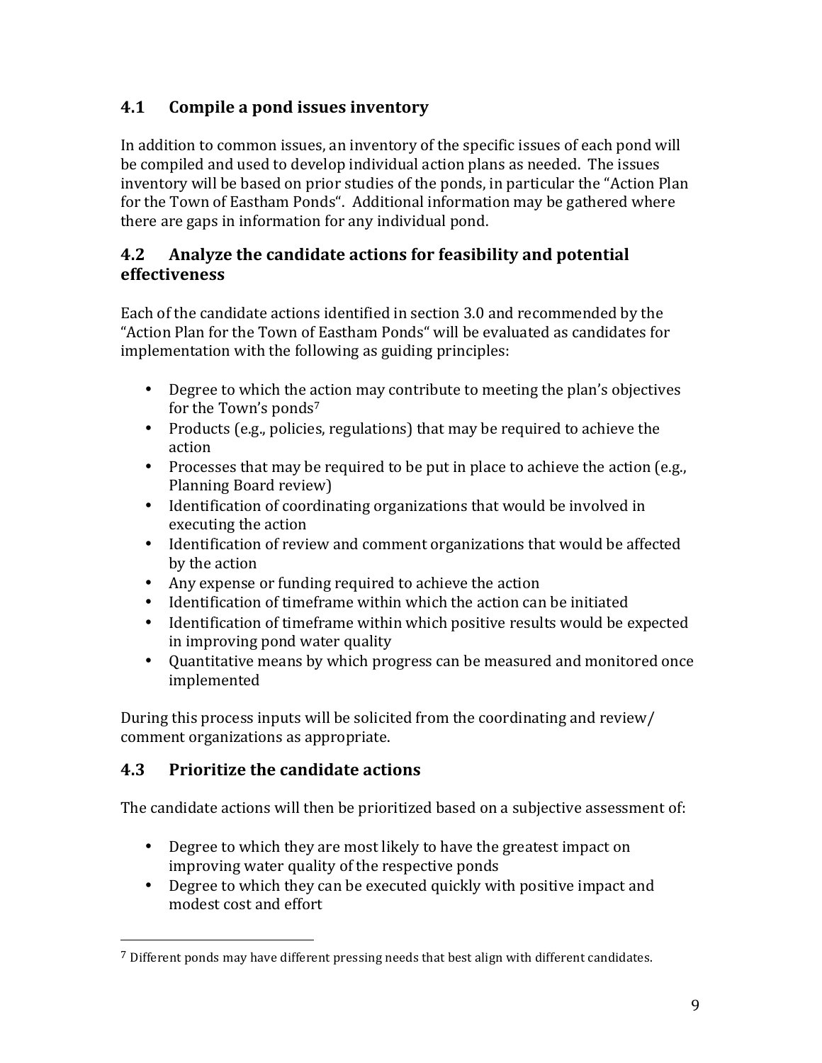## 4.1 Compile a pond issues inventory

In addition to common issues, an inventory of the specific issues of each pond will be compiled and used to develop individual action plans as needed. The issues inventory will be based on prior studies of the ponds, in particular the "Action Plan for the Town of Eastham Ponds". Additional information may be gathered where there are gaps in information for any individual pond.

## 4.2 Analyze the candidate actions for feasibility and potential effectiveness

Each of the candidate actions identified in section 3.0 and recommended by the "Action Plan for the Town of Eastham Ponds" will be evaluated as candidates for implementation with the following as guiding principles:

- Degree to which the action may contribute to meeting the plan's objectives for the Town's ponds[7]
- Products (e.g., policies, regulations) that may be required to achieve the action
- Processes that may be required to be put in place to achieve the action (e.g., Planning Board review)
- Identification of coordinating organizations that would be involved in executing the action
- Identification of review and comment organizations that would be affected by the action
- Any expense or funding required to achieve the action
- Identification of timeframe within which the action can be initiated
- Identification of timeframe within which positive results would be expected in improving pond water quality
- Quantitative means by which progress can be measured and monitored once implemented

During this process inputs will be solicited from the coordinating and review/ comment organizations as appropriate.

## 4.3 Prioritize the candidate actions

The candidate actions will then be prioritized based on a subjective assessment of:

- Degree to which they are most likely to have the greatest impact on improving water quality of the respective ponds
- Degree to which they can be executed quickly with positive impact and modest cost and effort

---

[7] Different ponds may have different pressing needs that best align with different candidates.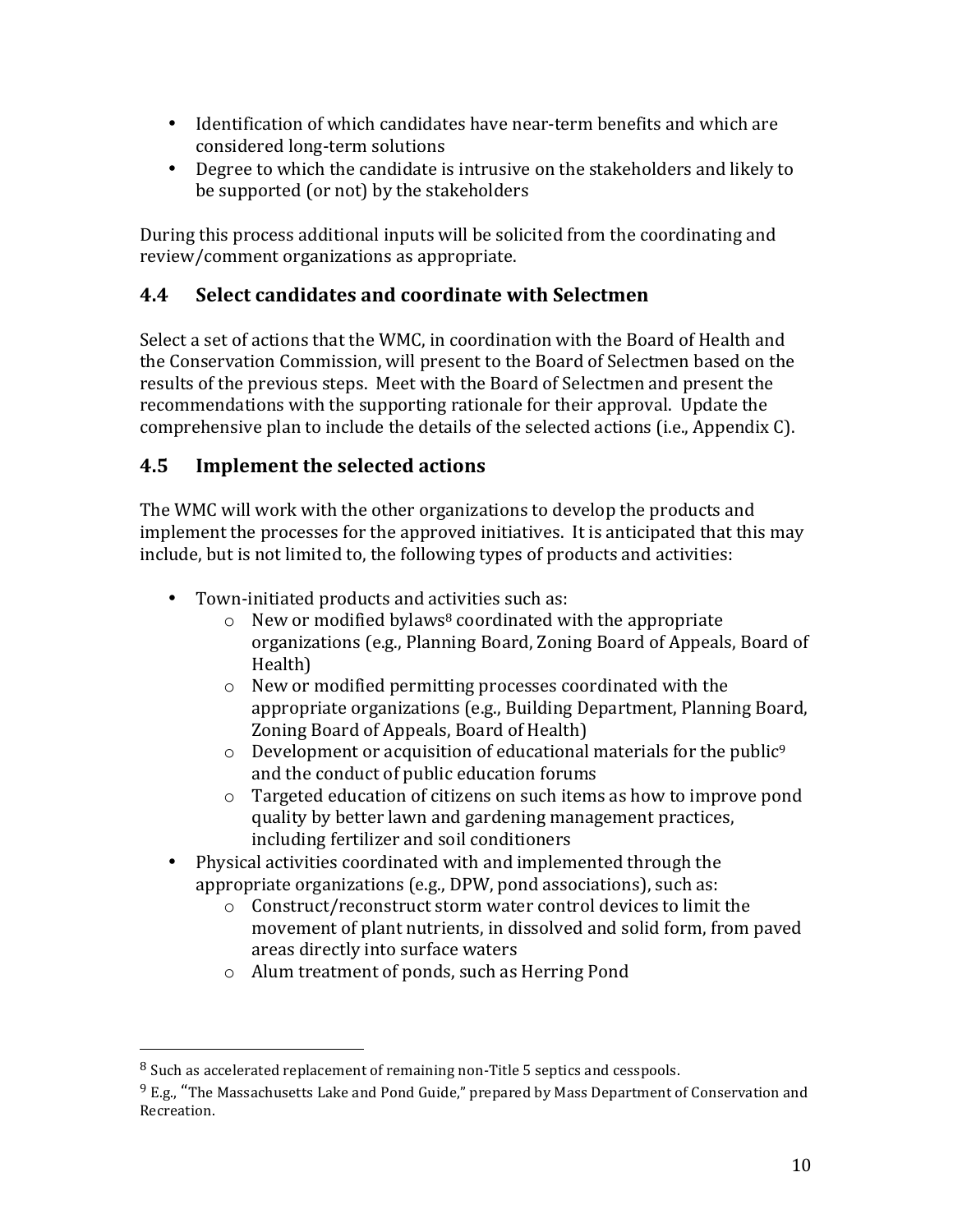- Identification of which candidates have near-term benefits and which are considered long-term solutions
- Degree to which the candidate is intrusive on the stakeholders and likely to be supported (or not) by the stakeholders

During this process additional inputs will be solicited from the coordinating and review/comment organizations as appropriate.

## 4.4 Select candidates and coordinate with Selectmen

Select a set of actions that the WMC, in coordination with the Board of Health and the Conservation Commission, will present to the Board of Selectmen based on the results of the previous steps. Meet with the Board of Selectmen and present the recommendations with the supporting rationale for their approval. Update the comprehensive plan to include the details of the selected actions (i.e., Appendix C).

## 4.5 Implement the selected actions

The WMC will work with the other organizations to develop the products and implement the processes for the approved initiatives. It is anticipated that this may include, but is not limited to, the following types of products and activities:

- Town-initiated products and activities such as:
  - New or modified bylaws[8] coordinated with the appropriate organizations (e.g., Planning Board, Zoning Board of Appeals, Board of Health)
  - New or modified permitting processes coordinated with the appropriate organizations (e.g., Building Department, Planning Board, Zoning Board of Appeals, Board of Health)
  - Development or acquisition of educational materials for the public[9] and the conduct of public education forums
  - Targeted education of citizens on such items as how to improve pond quality by better lawn and gardening management practices, including fertilizer and soil conditioners
- Physical activities coordinated with and implemented through the appropriate organizations (e.g., DPW, pond associations), such as:
  - Construct/reconstruct storm water control devices to limit the movement of plant nutrients, in dissolved and solid form, from paved areas directly into surface waters
  - Alum treatment of ponds, such as Herring Pond

---

[8] Such as accelerated replacement of remaining non-Title 5 septics and cesspools.

[9] E.g., "The Massachusetts Lake and Pond Guide," prepared by Mass Department of Conservation and Recreation.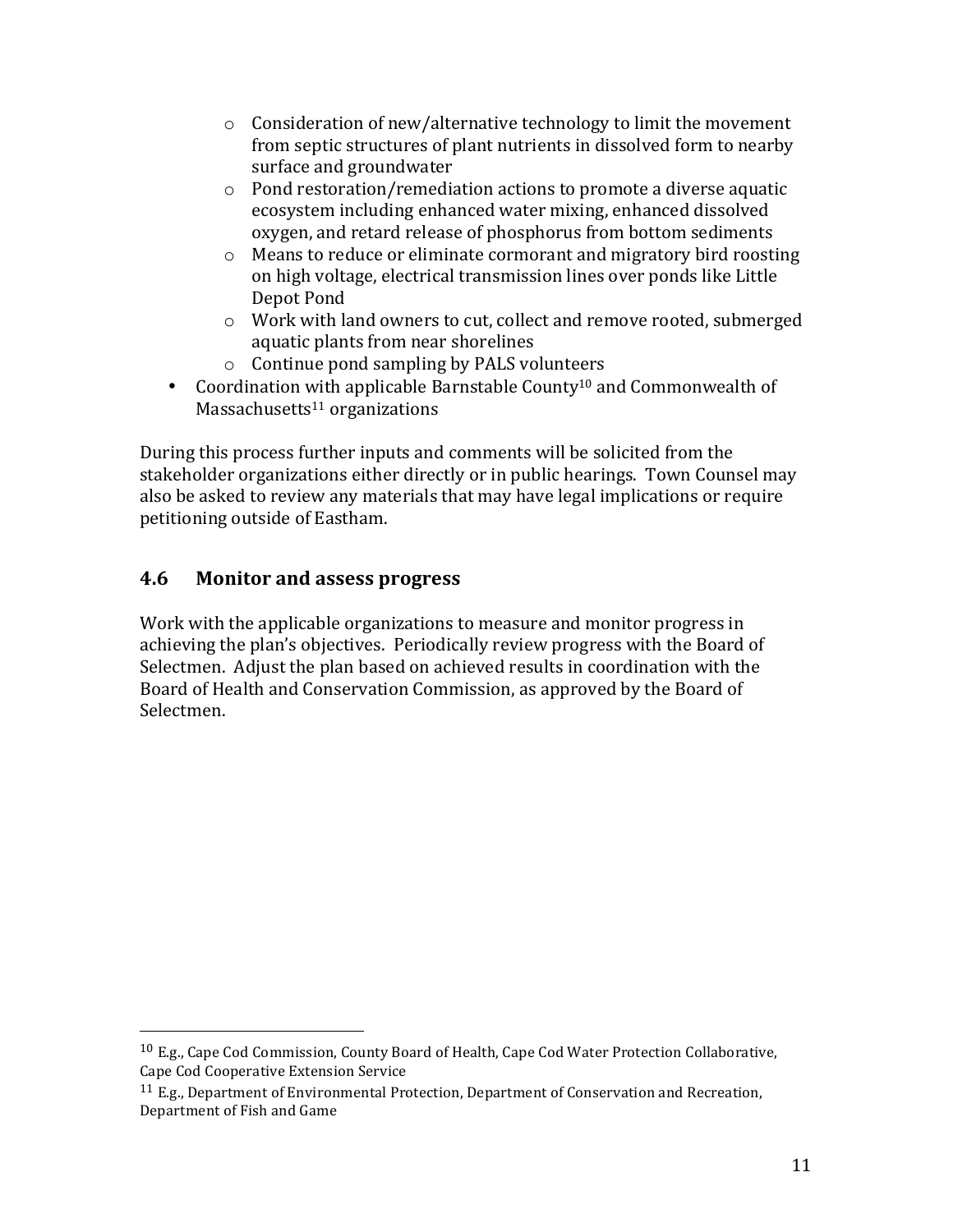- Consideration of new/alternative technology to limit the movement from septic structures of plant nutrients in dissolved form to nearby surface and groundwater
    - Pond restoration/remediation actions to promote a diverse aquatic ecosystem including enhanced water mixing, enhanced dissolved oxygen, and retard release of phosphorus from bottom sediments
    - Means to reduce or eliminate cormorant and migratory bird roosting on high voltage, electrical transmission lines over ponds like Little Depot Pond
    - Work with land owners to cut, collect and remove rooted, submerged aquatic plants from near shorelines
    - Continue pond sampling by PALS volunteers
- Coordination with applicable Barnstable County[10] and Commonwealth of Massachusetts[11] organizations

During this process further inputs and comments will be solicited from the stakeholder organizations either directly or in public hearings. Town Counsel may also be asked to review any materials that may have legal implications or require petitioning outside of Eastham.

## 4.6 Monitor and assess progress

Work with the applicable organizations to measure and monitor progress in achieving the plan's objectives. Periodically review progress with the Board of Selectmen. Adjust the plan based on achieved results in coordination with the Board of Health and Conservation Commission, as approved by the Board of Selectmen.

---

[10] E.g., Cape Cod Commission, County Board of Health, Cape Cod Water Protection Collaborative, Cape Cod Cooperative Extension Service

[11] E.g., Department of Environmental Protection, Department of Conservation and Recreation, Department of Fish and Game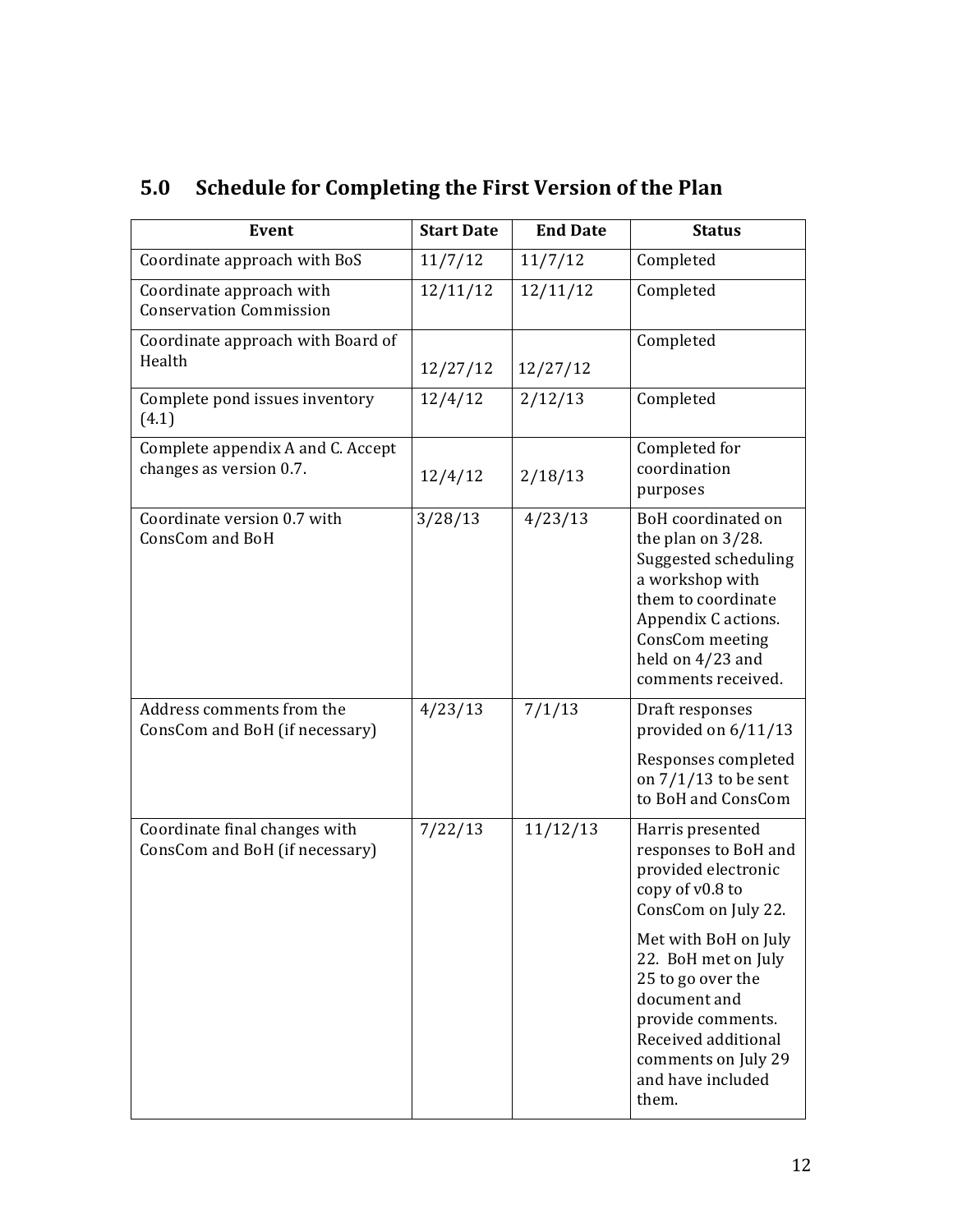## 5.0 Schedule for Completing the First Version of the Plan

| Event | Start Date | End Date | Status |
|---|---|---|---|
| Coordinate approach with BoS | 11/7/12 | 11/7/12 | Completed |
| Coordinate approach with Conservation Commission | 12/11/12 | 12/11/12 | Completed |
| Coordinate approach with Board of Health | 12/27/12 | 12/27/12 | Completed |
| Complete pond issues inventory (4.1) | 12/4/12 | 2/12/13 | Completed |
| Complete appendix A and C. Accept changes as version 0.7. | 12/4/12 | 2/18/13 | Completed for coordination purposes |
| Coordinate version 0.7 with ConsCom and BoH | 3/28/13 | 4/23/13 | BoH coordinated on the plan on 3/28. Suggested scheduling a workshop with them to coordinate Appendix C actions. ConsCom meeting held on 4/23 and comments received. |
| Address comments from the ConsCom and BoH (if necessary) | 4/23/13 | 7/1/13 | Draft responses provided on 6/11/13<br><br>Responses completed on 7/1/13 to be sent to BoH and ConsCom |
| Coordinate final changes with ConsCom and BoH (if necessary) | 7/22/13 | 11/12/13 | Harris presented responses to BoH and provided electronic copy of v0.8 to ConsCom on July 22.<br><br>Met with BoH on July 22. BoH met on July 25 to go over the document and provide comments. Received additional comments on July 29 and have included them. |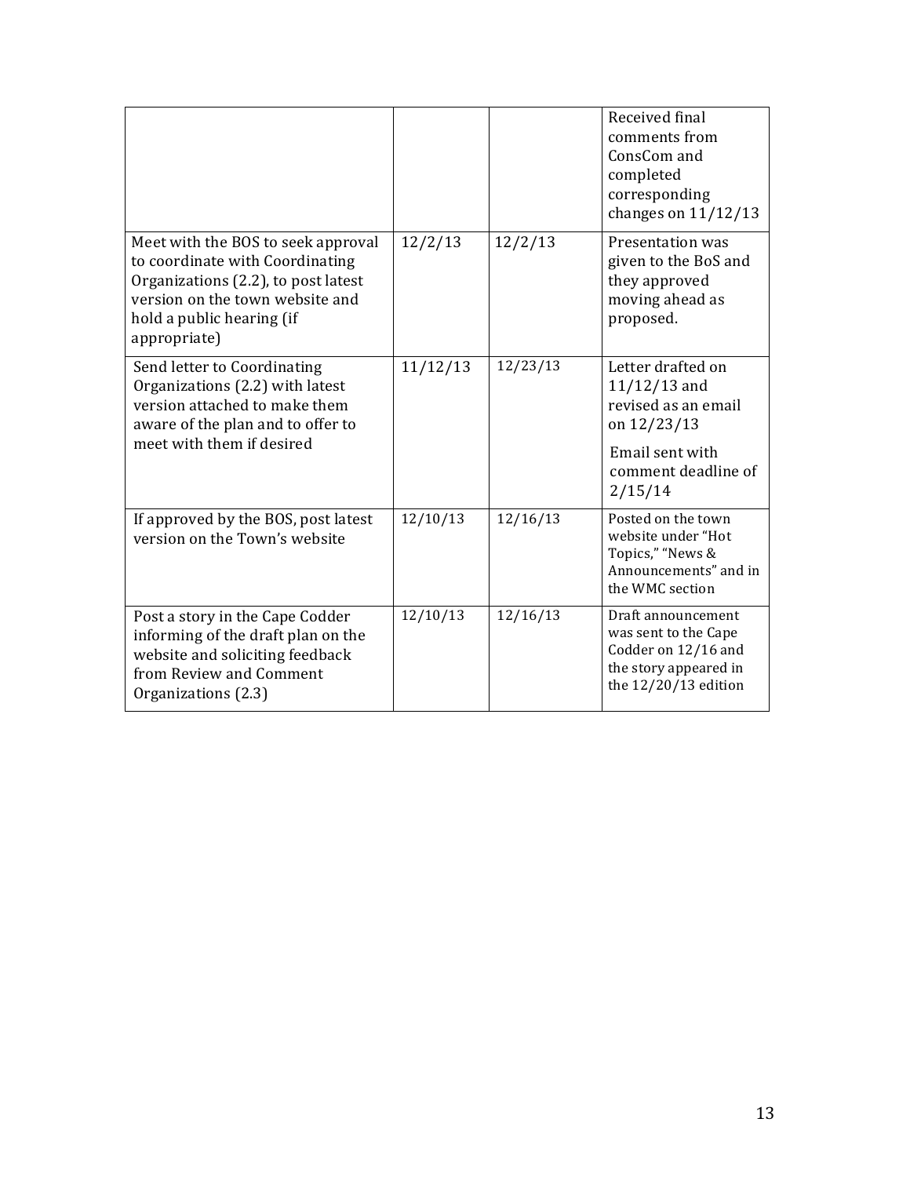| | | | |
|---|---|---|---|
| | | | Received final comments from ConsCom and completed corresponding changes on 11/12/13 |
| Meet with the BOS to seek approval to coordinate with Coordinating Organizations (2.2), to post latest version on the town website and hold a public hearing (if appropriate) | 12/2/13 | 12/2/13 | Presentation was given to the BoS and they approved moving ahead as proposed. |
| Send letter to Coordinating Organizations (2.2) with latest version attached to make them aware of the plan and to offer to meet with them if desired | 11/12/13 | 12/23/13 | Letter drafted on 11/12/13 and revised as an email on 12/23/13<br><br>Email sent with comment deadline of 2/15/14 |
| If approved by the BOS, post latest version on the Town's website | 12/10/13 | 12/16/13 | Posted on the town website under "Hot Topics," "News & Announcements" and in the WMC section |
| Post a story in the Cape Codder informing of the draft plan on the website and soliciting feedback from Review and Comment Organizations (2.3) | 12/10/13 | 12/16/13 | Draft announcement was sent to the Cape Codder on 12/16 and the story appeared in the 12/20/13 edition |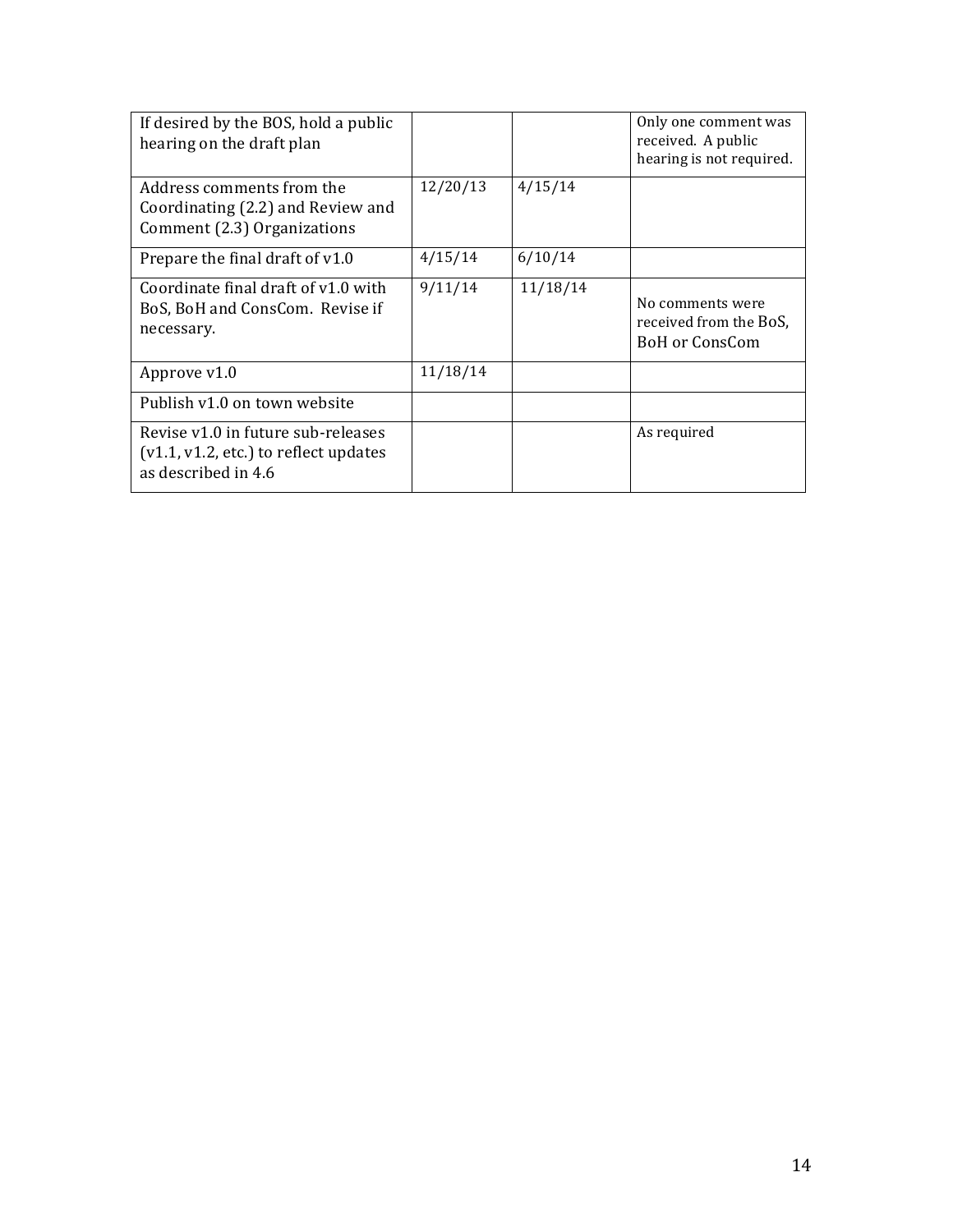| | | | |
|---|---|---|---|
| If desired by the BOS, hold a public hearing on the draft plan | | | Only one comment was received. A public hearing is not required. |
| Address comments from the Coordinating (2.2) and Review and Comment (2.3) Organizations | 12/20/13 | 4/15/14 | |
| Prepare the final draft of v1.0 | 4/15/14 | 6/10/14 | |
| Coordinate final draft of v1.0 with BoS, BoH and ConsCom. Revise if necessary. | 9/11/14 | 11/18/14 | No comments were received from the BoS, BoH or ConsCom |
| Approve v1.0 | 11/18/14 | | |
| Publish v1.0 on town website | | | |
| Revise v1.0 in future sub-releases (v1.1, v1.2, etc.) to reflect updates as described in 4.6 | | | As required |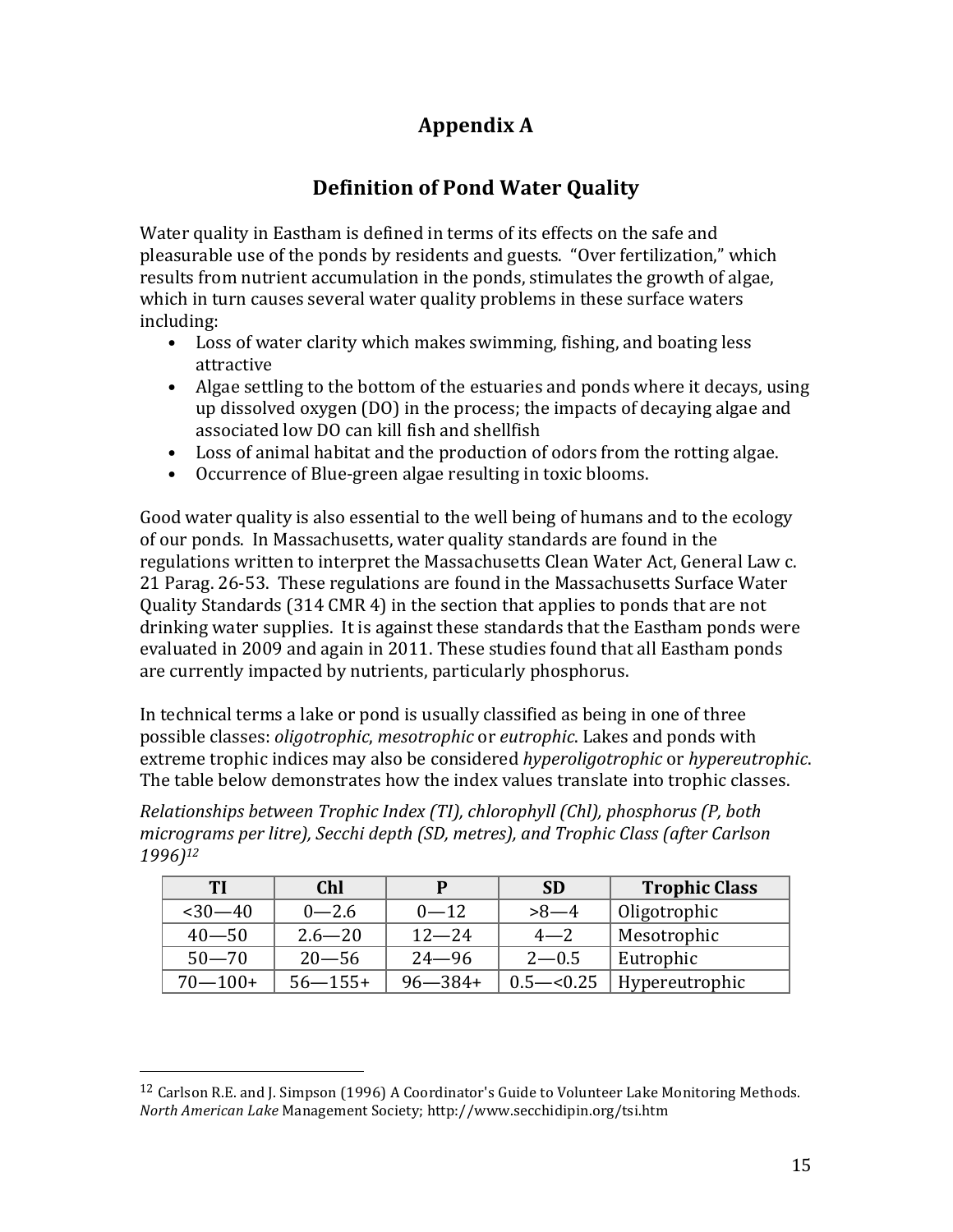# Appendix A

## Definition of Pond Water Quality

Water quality in Eastham is defined in terms of its effects on the safe and pleasurable use of the ponds by residents and guests. "Over fertilization," which results from nutrient accumulation in the ponds, stimulates the growth of algae, which in turn causes several water quality problems in these surface waters including:

- Loss of water clarity which makes swimming, fishing, and boating less attractive
- Algae settling to the bottom of the estuaries and ponds where it decays, using up dissolved oxygen (DO) in the process; the impacts of decaying algae and associated low DO can kill fish and shellfish
- Loss of animal habitat and the production of odors from the rotting algae.
- Occurrence of Blue-green algae resulting in toxic blooms.

Good water quality is also essential to the well being of humans and to the ecology of our ponds. In Massachusetts, water quality standards are found in the regulations written to interpret the Massachusetts Clean Water Act, General Law c. 21 Parag. 26-53. These regulations are found in the Massachusetts Surface Water Quality Standards (314 CMR 4) in the section that applies to ponds that are not drinking water supplies. It is against these standards that the Eastham ponds were evaluated in 2009 and again in 2011. These studies found that all Eastham ponds are currently impacted by nutrients, particularly phosphorus.

In technical terms a lake or pond is usually classified as being in one of three possible classes: *oligotrophic*, *mesotrophic* or *eutrophic*. Lakes and ponds with extreme trophic indices may also be considered *hyperoligotrophic* or *hypereutrophic*. The table below demonstrates how the index values translate into trophic classes.

*Relationships between Trophic Index (TI), chlorophyll (Chl), phosphorus (P, both micrograms per litre), Secchi depth (SD, metres), and Trophic Class (after Carlson 1996)*[12]

| TI | Chl | P | SD | Trophic Class |
|---|---|---|---|---|
| <30—40 | 0—2.6 | 0—12 | >8—4 | Oligotrophic |
| 40—50 | 2.6—20 | 12—24 | 4—2 | Mesotrophic |
| 50—70 | 20—56 | 24—96 | 2—0.5 | Eutrophic |
| 70—100+ | 56—155+ | 96—384+ | 0.5—<0.25 | Hypereutrophic |

---

[12] Carlson R.E. and J. Simpson (1996) A Coordinator's Guide to Volunteer Lake Monitoring Methods. *North American Lake* Management Society; http://www.secchidipin.org/tsi.htm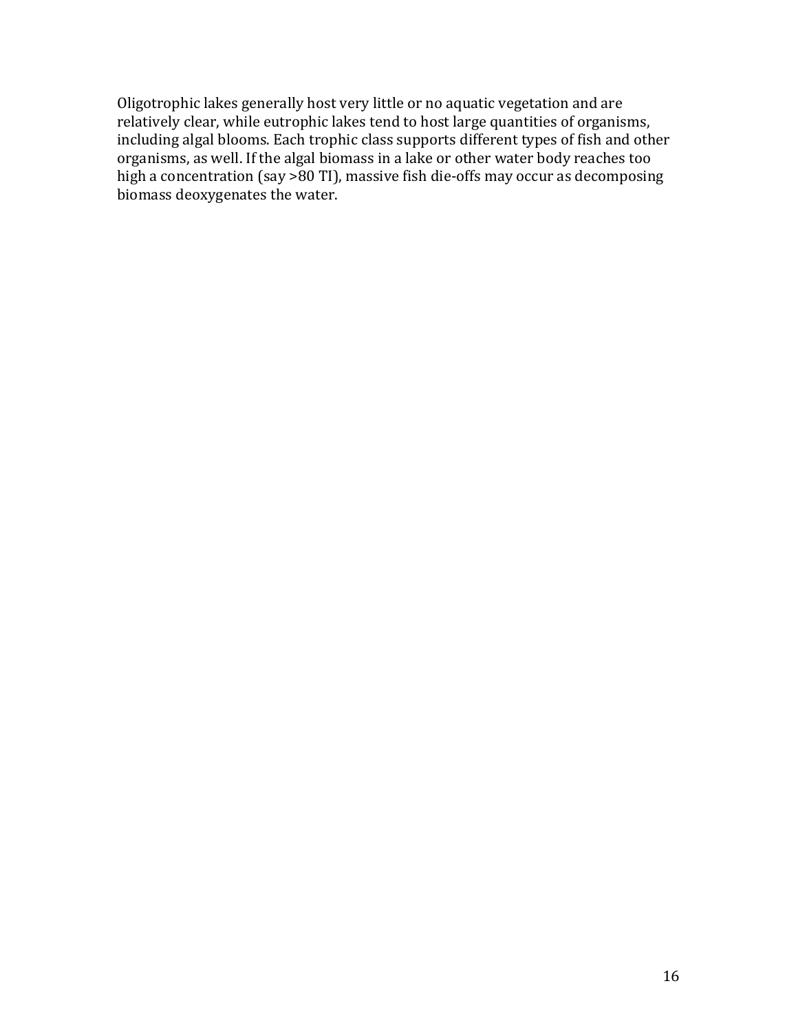Oligotrophic lakes generally host very little or no aquatic vegetation and are relatively clear, while eutrophic lakes tend to host large quantities of organisms, including algal blooms. Each trophic class supports different types of fish and other organisms, as well. If the algal biomass in a lake or other water body reaches too high a concentration (say >80 TI), massive fish die-offs may occur as decomposing biomass deoxygenates the water.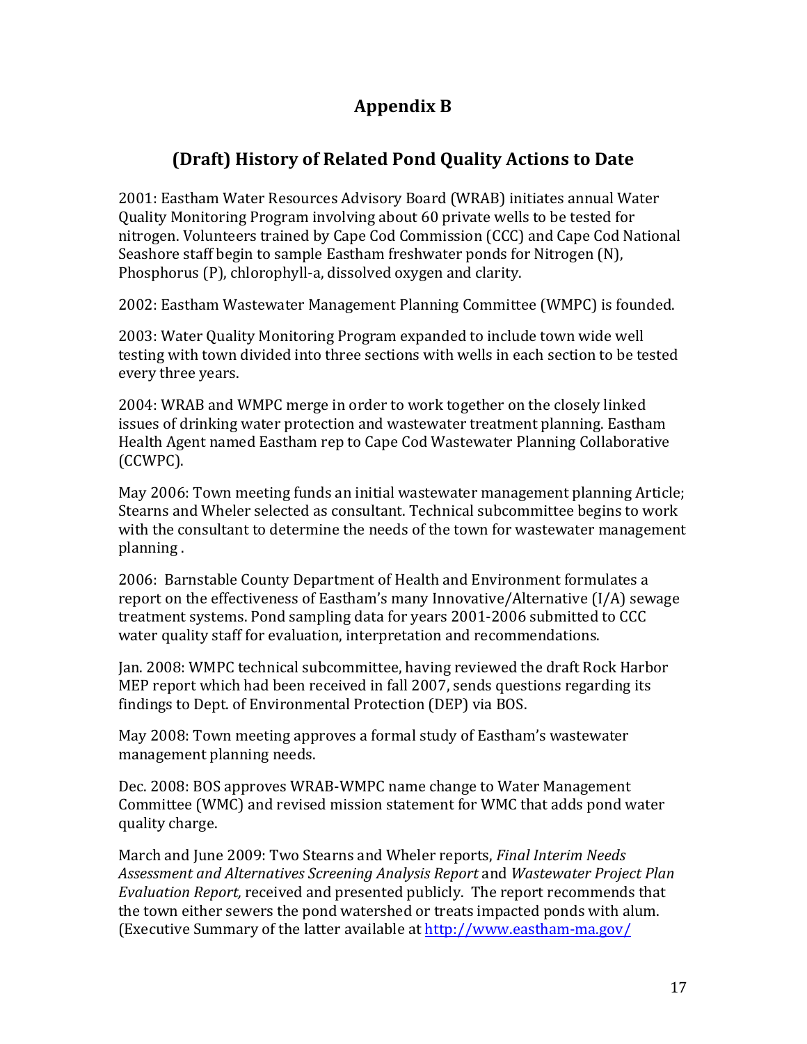# Appendix B

## (Draft) History of Related Pond Quality Actions to Date

2001: Eastham Water Resources Advisory Board (WRAB) initiates annual Water Quality Monitoring Program involving about 60 private wells to be tested for nitrogen. Volunteers trained by Cape Cod Commission (CCC) and Cape Cod National Seashore staff begin to sample Eastham freshwater ponds for Nitrogen (N), Phosphorus (P), chlorophyll-a, dissolved oxygen and clarity.

2002: Eastham Wastewater Management Planning Committee (WMPC) is founded.

2003: Water Quality Monitoring Program expanded to include town wide well testing with town divided into three sections with wells in each section to be tested every three years.

2004: WRAB and WMPC merge in order to work together on the closely linked issues of drinking water protection and wastewater treatment planning. Eastham Health Agent named Eastham rep to Cape Cod Wastewater Planning Collaborative (CCWPC).

May 2006: Town meeting funds an initial wastewater management planning Article; Stearns and Wheler selected as consultant. Technical subcommittee begins to work with the consultant to determine the needs of the town for wastewater management planning .

2006: Barnstable County Department of Health and Environment formulates a report on the effectiveness of Eastham's many Innovative/Alternative (I/A) sewage treatment systems. Pond sampling data for years 2001-2006 submitted to CCC water quality staff for evaluation, interpretation and recommendations.

Jan. 2008: WMPC technical subcommittee, having reviewed the draft Rock Harbor MEP report which had been received in fall 2007, sends questions regarding its findings to Dept. of Environmental Protection (DEP) via BOS.

May 2008: Town meeting approves a formal study of Eastham's wastewater management planning needs.

Dec. 2008: BOS approves WRAB-WMPC name change to Water Management Committee (WMC) and revised mission statement for WMC that adds pond water quality charge.

March and June 2009: Two Stearns and Wheler reports, *Final Interim Needs Assessment and Alternatives Screening Analysis Report* and *Wastewater Project Plan Evaluation Report,* received and presented publicly. The report recommends that the town either sewers the pond watershed or treats impacted ponds with alum. (Executive Summary of the latter available at http://www.eastham-ma.gov/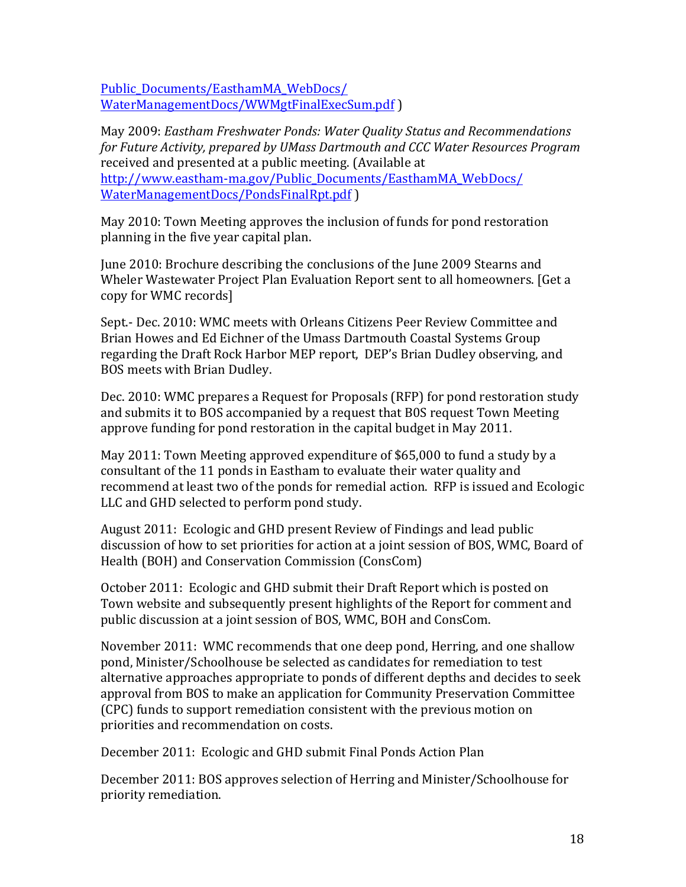[Public_Documents/EasthamMA_WebDocs/WaterManagementDocs/WWMgtFinalExecSum.pdf](Public_Documents/EasthamMA_WebDocs/WaterManagementDocs/WWMgtFinalExecSum.pdf) )

May 2009: *Eastham Freshwater Ponds: Water Quality Status and Recommendations for Future Activity, prepared by UMass Dartmouth and CCC Water Resources Program* received and presented at a public meeting. (Available at [http://www.eastham-ma.gov/Public_Documents/EasthamMA_WebDocs/WaterManagementDocs/PondsFinalRpt.pdf](http://www.eastham-ma.gov/Public_Documents/EasthamMA_WebDocs/WaterManagementDocs/PondsFinalRpt.pdf) )

May 2010: Town Meeting approves the inclusion of funds for pond restoration planning in the five year capital plan.

June 2010: Brochure describing the conclusions of the June 2009 Stearns and Wheler Wastewater Project Plan Evaluation Report sent to all homeowners. [Get a copy for WMC records]

Sept.- Dec. 2010: WMC meets with Orleans Citizens Peer Review Committee and Brian Howes and Ed Eichner of the Umass Dartmouth Coastal Systems Group regarding the Draft Rock Harbor MEP report, DEP's Brian Dudley observing, and BOS meets with Brian Dudley.

Dec. 2010: WMC prepares a Request for Proposals (RFP) for pond restoration study and submits it to BOS accompanied by a request that B0S request Town Meeting approve funding for pond restoration in the capital budget in May 2011.

May 2011: Town Meeting approved expenditure of $65,000 to fund a study by a consultant of the 11 ponds in Eastham to evaluate their water quality and recommend at least two of the ponds for remedial action. RFP is issued and Ecologic LLC and GHD selected to perform pond study.

August 2011: Ecologic and GHD present Review of Findings and lead public discussion of how to set priorities for action at a joint session of BOS, WMC, Board of Health (BOH) and Conservation Commission (ConsCom)

October 2011: Ecologic and GHD submit their Draft Report which is posted on Town website and subsequently present highlights of the Report for comment and public discussion at a joint session of BOS, WMC, BOH and ConsCom.

November 2011: WMC recommends that one deep pond, Herring, and one shallow pond, Minister/Schoolhouse be selected as candidates for remediation to test alternative approaches appropriate to ponds of different depths and decides to seek approval from BOS to make an application for Community Preservation Committee (CPC) funds to support remediation consistent with the previous motion on priorities and recommendation on costs.

December 2011: Ecologic and GHD submit Final Ponds Action Plan

December 2011: BOS approves selection of Herring and Minister/Schoolhouse for priority remediation.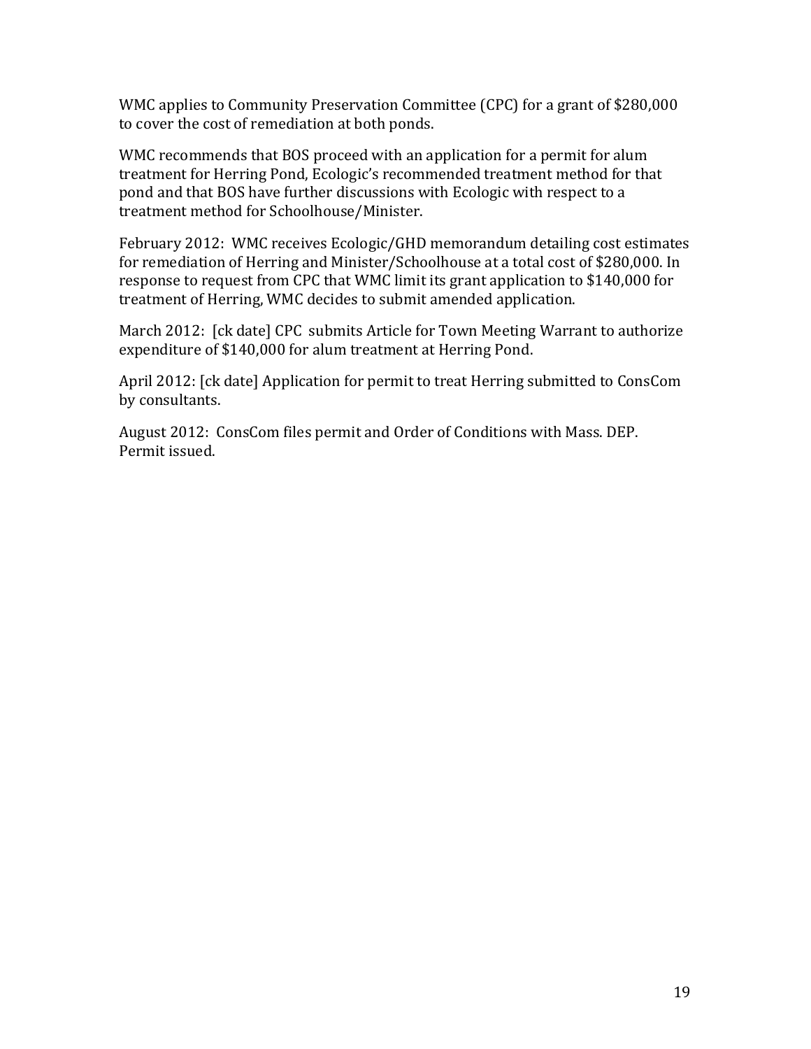WMC applies to Community Preservation Committee (CPC) for a grant of $280,000 to cover the cost of remediation at both ponds.

WMC recommends that BOS proceed with an application for a permit for alum treatment for Herring Pond, Ecologic's recommended treatment method for that pond and that BOS have further discussions with Ecologic with respect to a treatment method for Schoolhouse/Minister.

February 2012: WMC receives Ecologic/GHD memorandum detailing cost estimates for remediation of Herring and Minister/Schoolhouse at a total cost of $280,000. In response to request from CPC that WMC limit its grant application to $140,000 for treatment of Herring, WMC decides to submit amended application.

March 2012: [ck date] CPC submits Article for Town Meeting Warrant to authorize expenditure of $140,000 for alum treatment at Herring Pond.

April 2012: [ck date] Application for permit to treat Herring submitted to ConsCom by consultants.

August 2012: ConsCom files permit and Order of Conditions with Mass. DEP. Permit issued.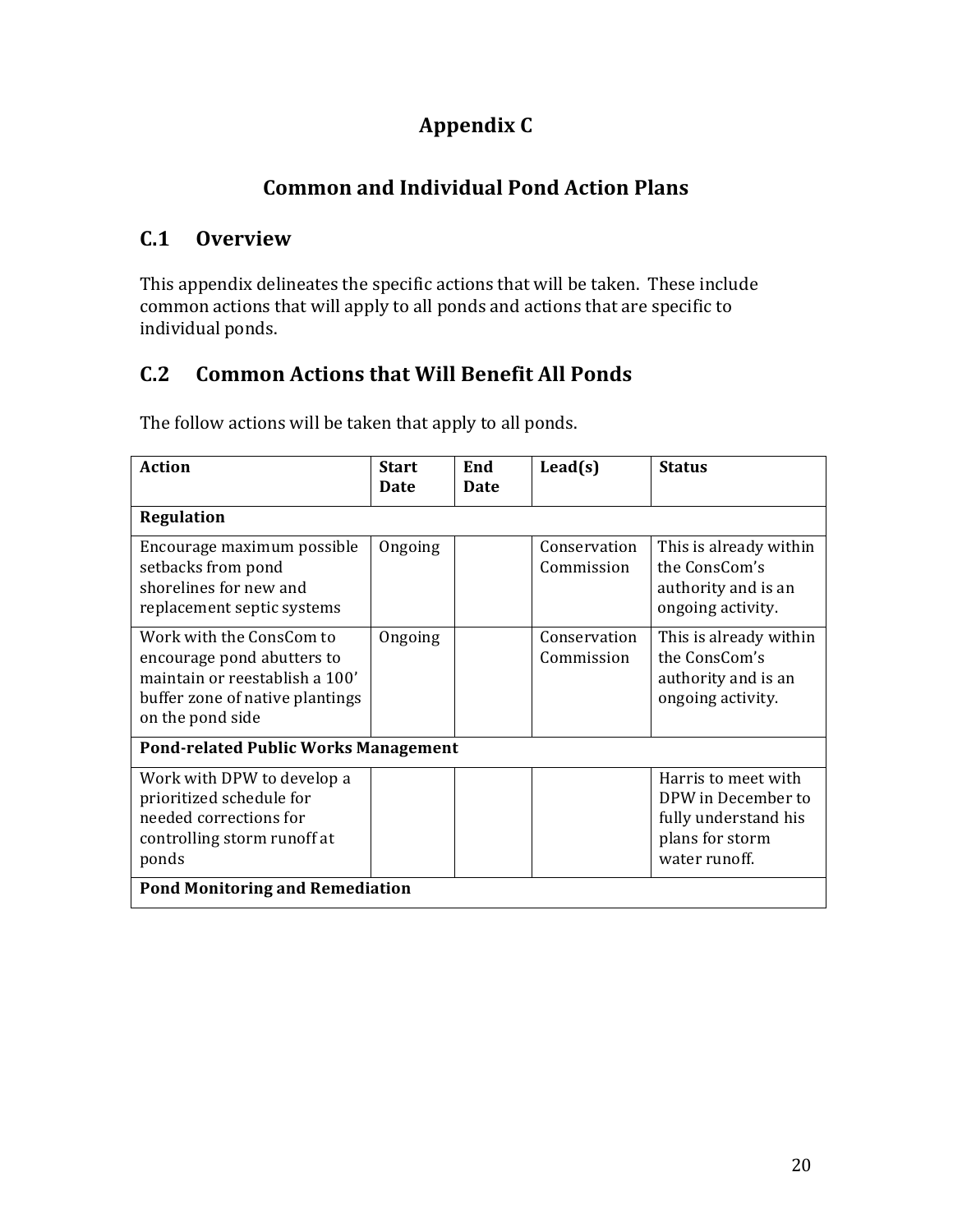# Appendix C

# Common and Individual Pond Action Plans

## C.1 Overview

This appendix delineates the specific actions that will be taken. These include common actions that will apply to all ponds and actions that are specific to individual ponds.

## C.2 Common Actions that Will Benefit All Ponds

The follow actions will be taken that apply to all ponds.

| Action | Start Date | End Date | Lead(s) | Status |
|---|---|---|---|---|
| **Regulation** | | | | |
| Encourage maximum possible setbacks from pond shorelines for new and replacement septic systems | Ongoing | | Conservation Commission | This is already within the ConsCom's authority and is an ongoing activity. |
| Work with the ConsCom to encourage pond abutters to maintain or reestablish a 100' buffer zone of native plantings on the pond side | Ongoing | | Conservation Commission | This is already within the ConsCom's authority and is an ongoing activity. |
| **Pond-related Public Works Management** | | | | |
| Work with DPW to develop a prioritized schedule for needed corrections for controlling storm runoff at ponds | | | | Harris to meet with DPW in December to fully understand his plans for storm water runoff. |
| **Pond Monitoring and Remediation** | | | | |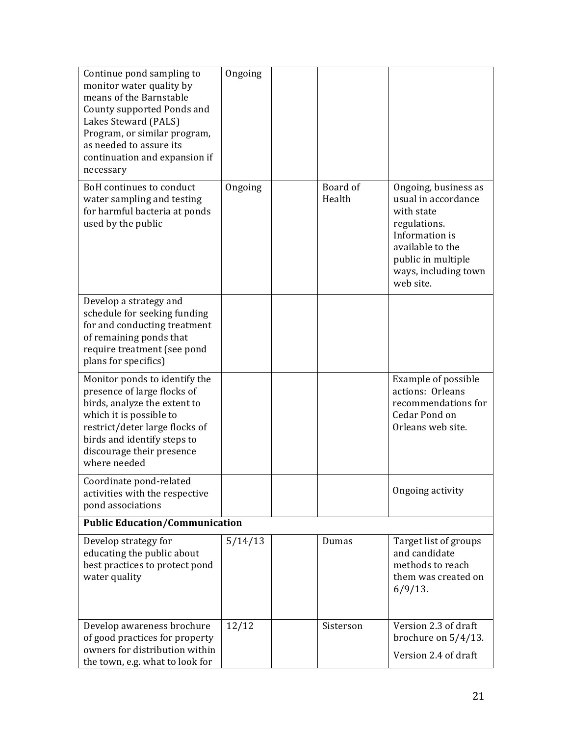| | | | | |
|---|---|---|---|---|
| Continue pond sampling to monitor water quality by means of the Barnstable County supported Ponds and Lakes Steward (PALS) Program, or similar program, as needed to assure its continuation and expansion if necessary | Ongoing | | | |
| BoH continues to conduct water sampling and testing for harmful bacteria at ponds used by the public | Ongoing | | Board of Health | Ongoing, business as usual in accordance with state regulations. Information is available to the public in multiple ways, including town web site. |
| Develop a strategy and schedule for seeking funding for and conducting treatment of remaining ponds that require treatment (see pond plans for specifics) | | | | |
| Monitor ponds to identify the presence of large flocks of birds, analyze the extent to which it is possible to restrict/deter large flocks of birds and identify steps to discourage their presence where needed | | | | Example of possible actions: Orleans recommendations for Cedar Pond on Orleans web site. |
| Coordinate pond-related activities with the respective pond associations | | | | Ongoing activity |
| **Public Education/Communication** | | | | |
| Develop strategy for educating the public about best practices to protect pond water quality | 5/14/13 | | Dumas | Target list of groups and candidate methods to reach them was created on 6/9/13. |
| Develop awareness brochure of good practices for property owners for distribution within the town, e.g. what to look for | 12/12 | | Sisterson | Version 2.3 of draft brochure on 5/4/13.<br>Version 2.4 of draft |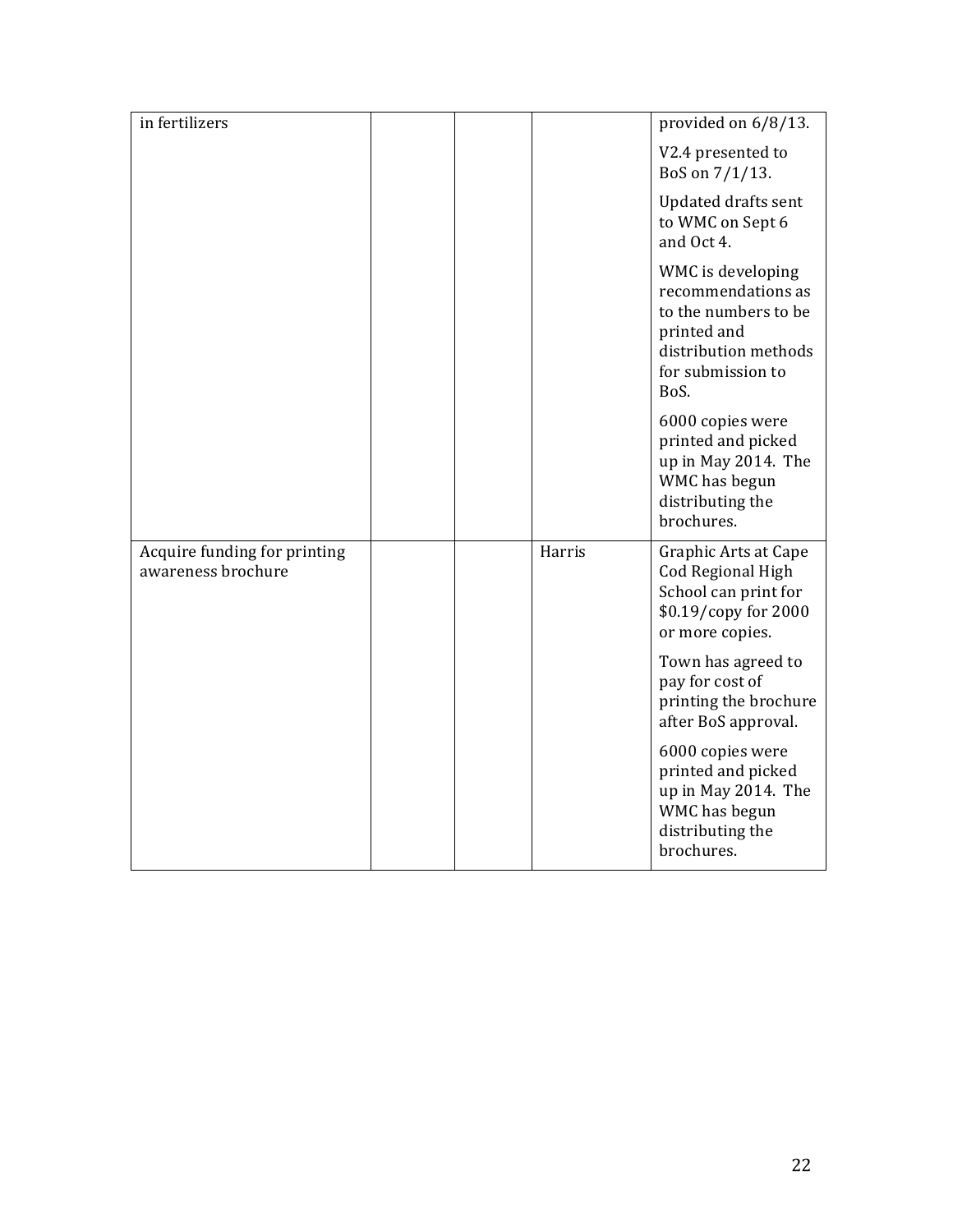| | | | | |
|---|---|---|---|---|
| in fertilizers | | | | provided on 6/8/13.<br><br>V2.4 presented to BoS on 7/1/13.<br><br>Updated drafts sent to WMC on Sept 6 and Oct 4.<br><br>WMC is developing recommendations as to the numbers to be printed and distribution methods for submission to BoS.<br><br>6000 copies were printed and picked up in May 2014. The WMC has begun distributing the brochures. |
| Acquire funding for printing awareness brochure | | | Harris | Graphic Arts at Cape Cod Regional High School can print for $0.19/copy for 2000 or more copies.<br><br>Town has agreed to pay for cost of printing the brochure after BoS approval.<br><br>6000 copies were printed and picked up in May 2014. The WMC has begun distributing the brochures. |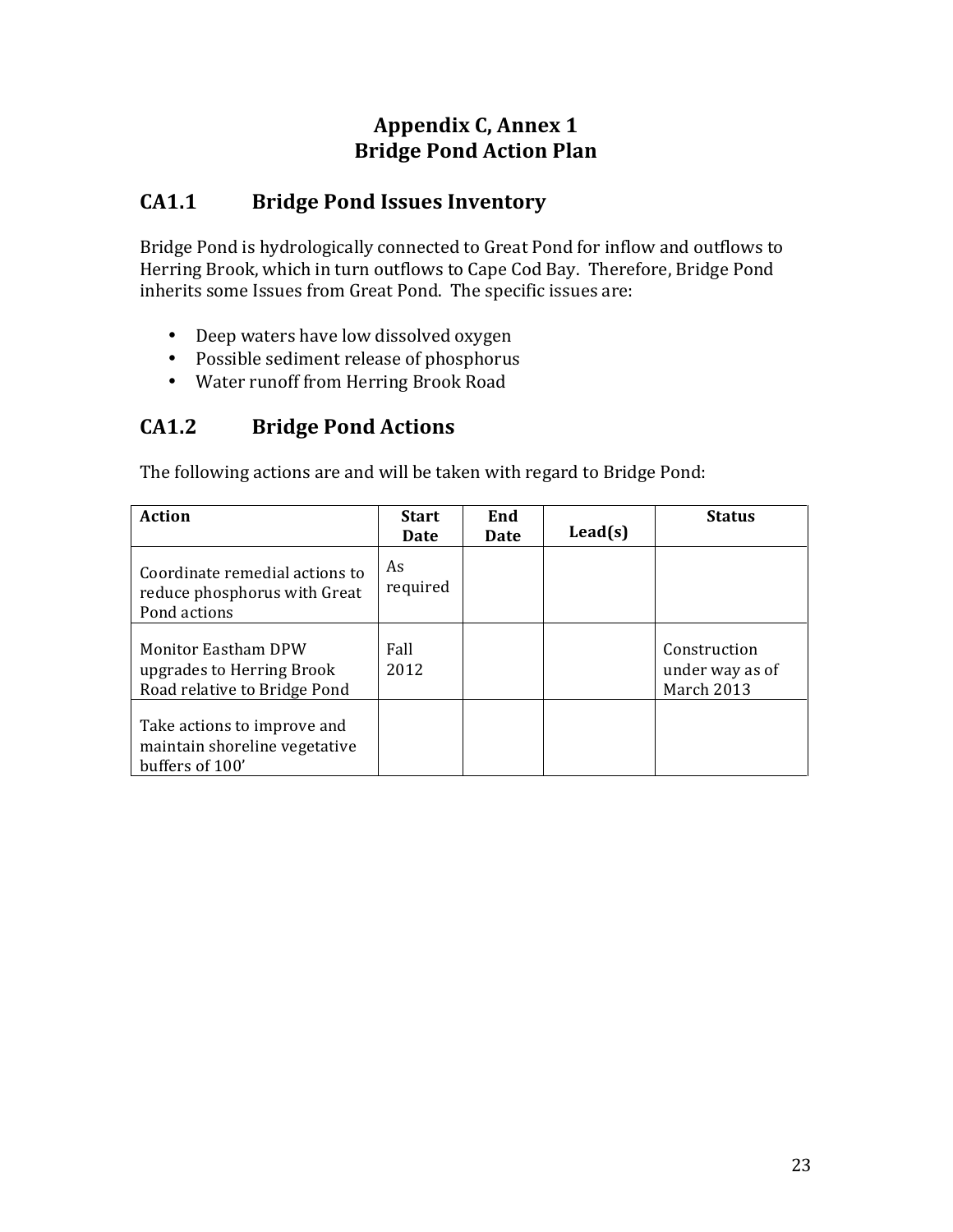# Appendix C, Annex 1
# Bridge Pond Action Plan

## CA1.1 Bridge Pond Issues Inventory

Bridge Pond is hydrologically connected to Great Pond for inflow and outflows to Herring Brook, which in turn outflows to Cape Cod Bay. Therefore, Bridge Pond inherits some Issues from Great Pond. The specific issues are:

- Deep waters have low dissolved oxygen
- Possible sediment release of phosphorus
- Water runoff from Herring Brook Road

## CA1.2 Bridge Pond Actions

The following actions are and will be taken with regard to Bridge Pond:

| Action | Start Date | End Date | Lead(s) | Status |
|---|---|---|---|---|
| Coordinate remedial actions to reduce phosphorus with Great Pond actions | As required | | | |
| Monitor Eastham DPW upgrades to Herring Brook Road relative to Bridge Pond | Fall 2012 | | | Construction under way as of March 2013 |
| Take actions to improve and maintain shoreline vegetative buffers of 100' | | | | |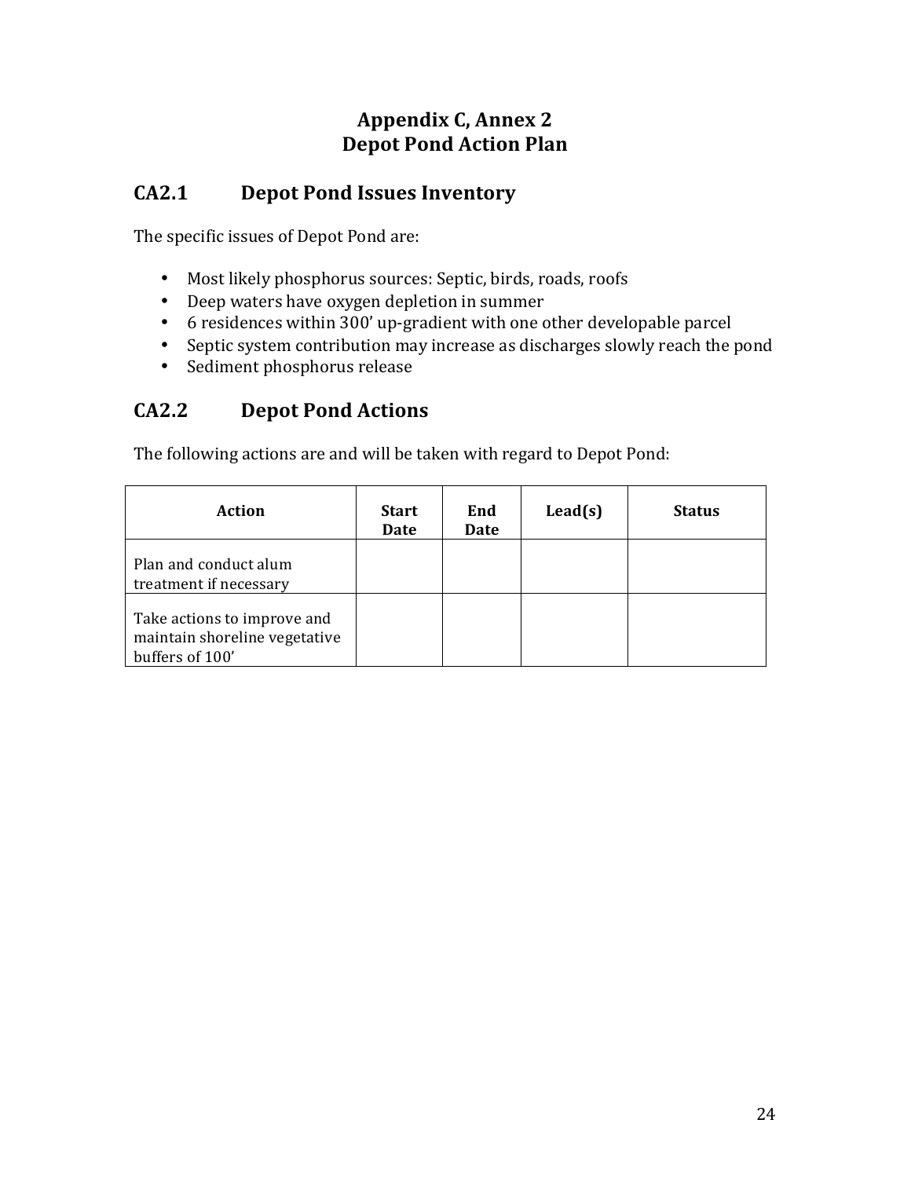# Appendix C, Annex 2
# Depot Pond Action Plan

## CA2.1 Depot Pond Issues Inventory

The specific issues of Depot Pond are:

- Most likely phosphorus sources: Septic, birds, roads, roofs
- Deep waters have oxygen depletion in summer
- 6 residences within 300' up-gradient with one other developable parcel
- Septic system contribution may increase as discharges slowly reach the pond
- Sediment phosphorus release

## CA2.2 Depot Pond Actions

The following actions are and will be taken with regard to Depot Pond:

| Action | Start Date | End Date | Lead(s) | Status |
|---|---|---|---|---|
| Plan and conduct alum treatment if necessary | | | | |
| Take actions to improve and maintain shoreline vegetative buffers of 100' | | | | |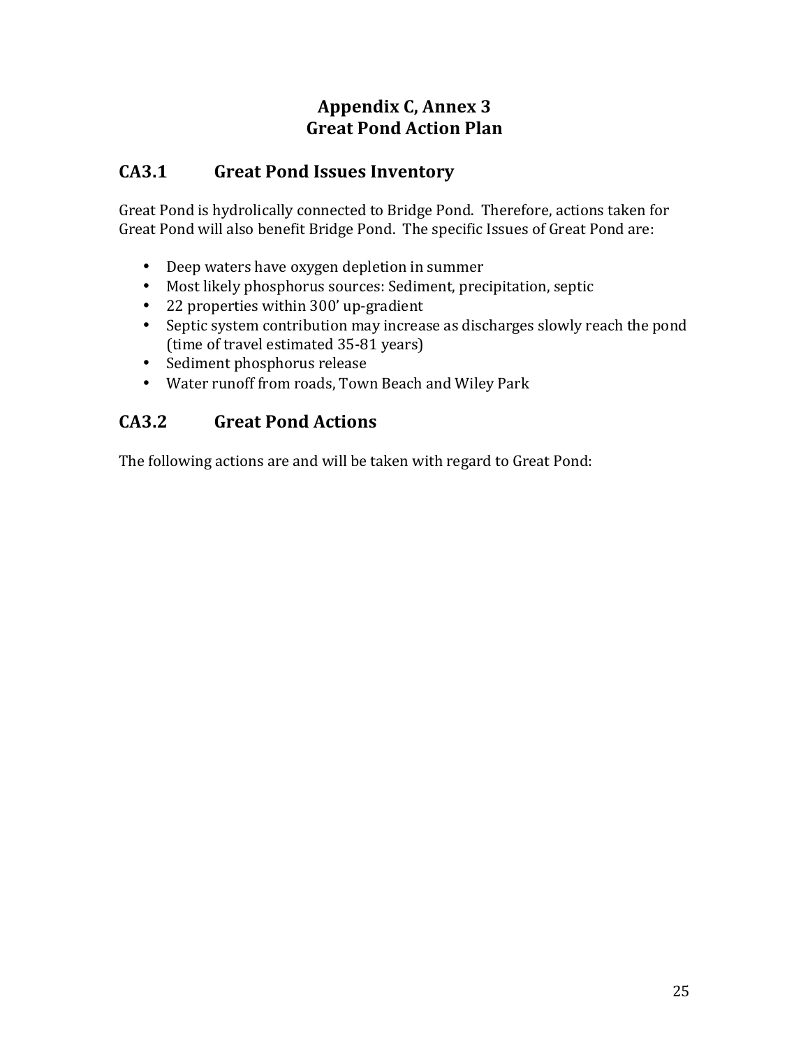# Appendix C, Annex 3
# Great Pond Action Plan

## CA3.1 Great Pond Issues Inventory

Great Pond is hydrolically connected to Bridge Pond. Therefore, actions taken for Great Pond will also benefit Bridge Pond. The specific Issues of Great Pond are:

- Deep waters have oxygen depletion in summer
- Most likely phosphorus sources: Sediment, precipitation, septic
- 22 properties within 300' up-gradient
- Septic system contribution may increase as discharges slowly reach the pond (time of travel estimated 35-81 years)
- Sediment phosphorus release
- Water runoff from roads, Town Beach and Wiley Park

## CA3.2 Great Pond Actions

The following actions are and will be taken with regard to Great Pond: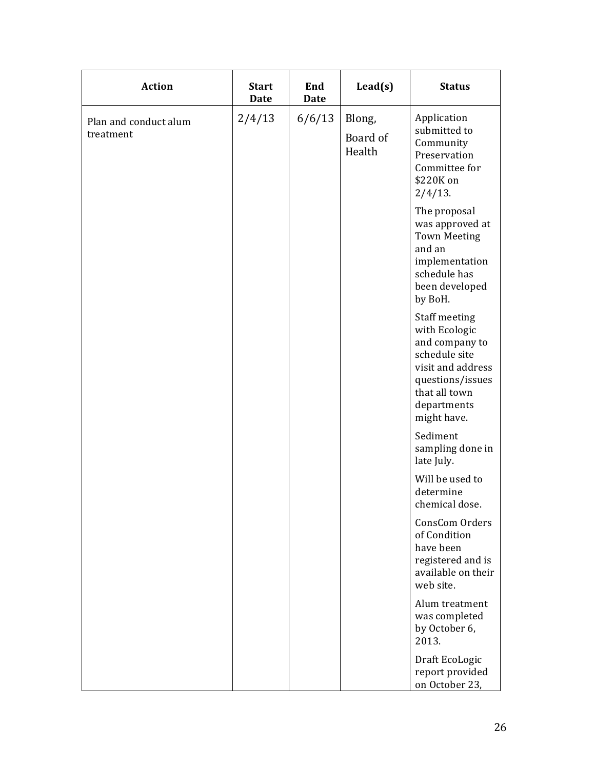| Action | Start Date | End Date | Lead(s) | Status |
|---|---|---|---|---|
| Plan and conduct alum treatment | 2/4/13 | 6/6/13 | Blong, Board of Health | Application submitted to Community Preservation Committee for \$220K on 2/4/13. The proposal was approved at Town Meeting and an implementation schedule has been developed by BoH. Staff meeting with Ecologic and company to schedule site visit and address questions/issues that all town departments might have. Sediment sampling done in late July. Will be used to determine chemical dose. ConsCom Orders of Condition have been registered and is available on their web site. Alum treatment was completed by October 6, 2013. Draft EcoLogic report provided on October 23, |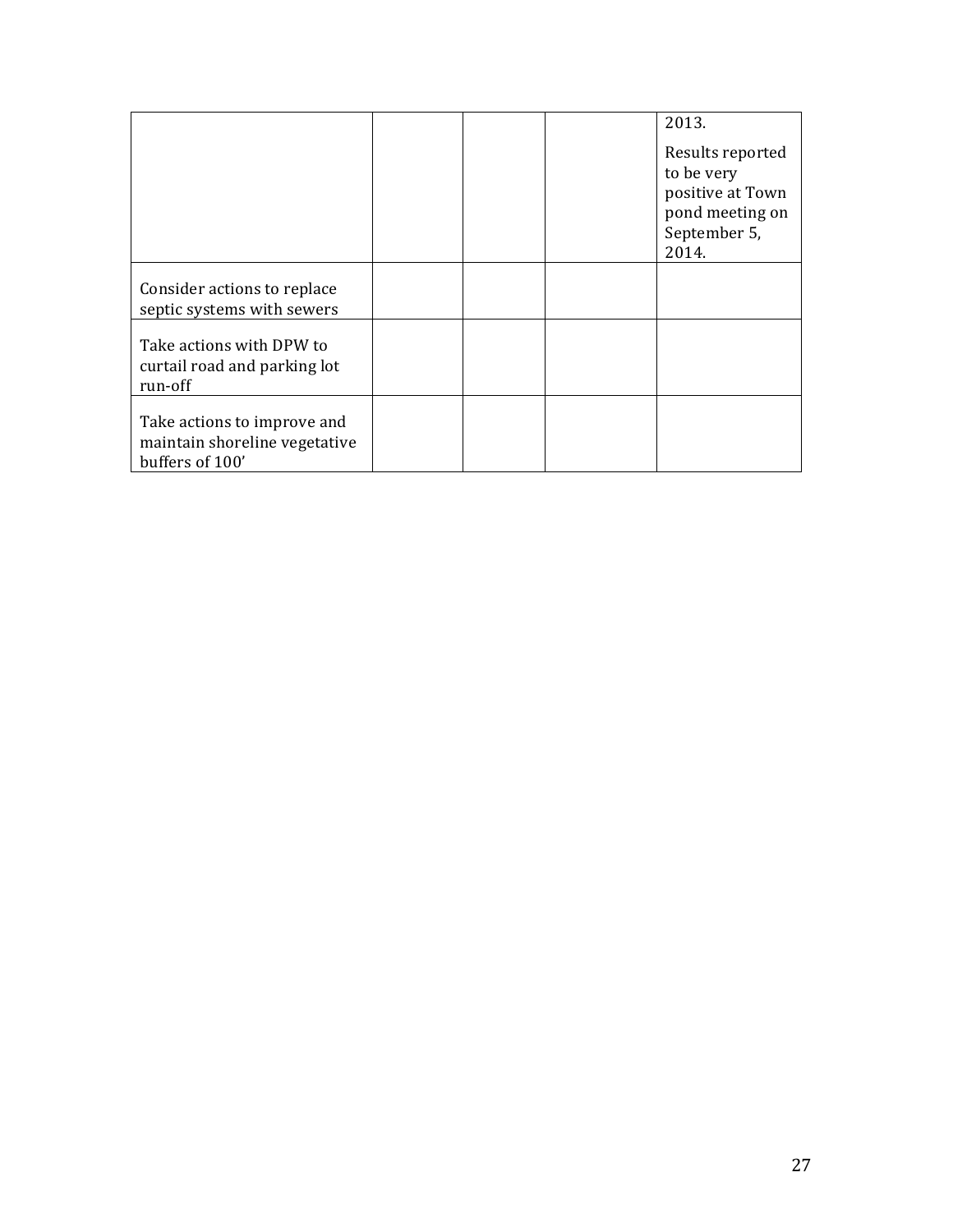| | | | | |
|---|---|---|---|---|
| | | | | 2013.<br><br>Results reported to be very positive at Town pond meeting on September 5, 2014. |
| Consider actions to replace septic systems with sewers | | | | |
| Take actions with DPW to curtail road and parking lot run-off | | | | |
| Take actions to improve and maintain shoreline vegetative buffers of 100’ | | | | |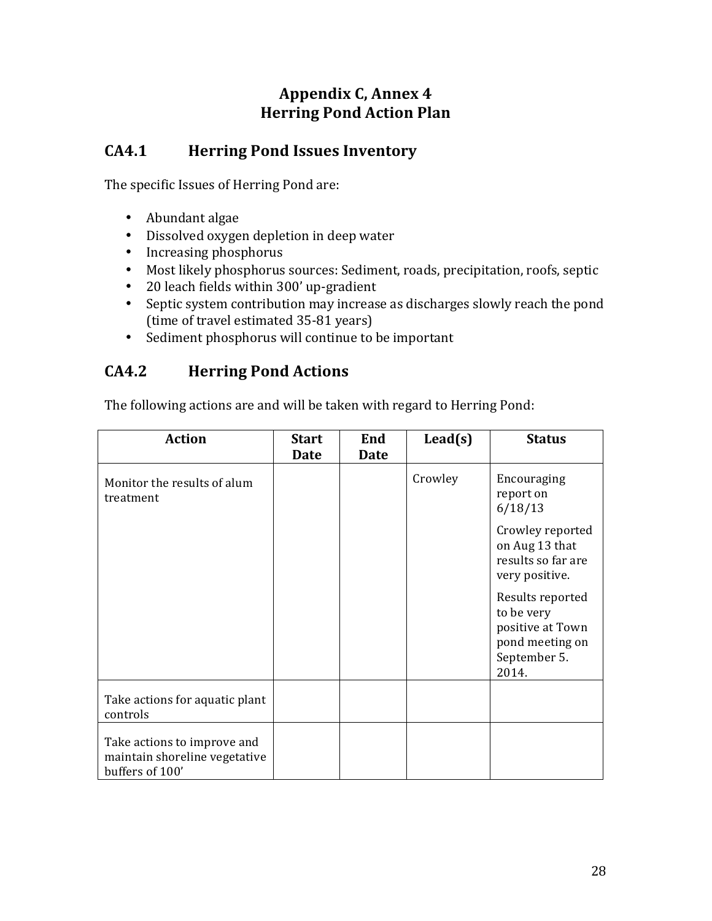# Appendix C, Annex 4
# Herring Pond Action Plan

## CA4.1 Herring Pond Issues Inventory

The specific Issues of Herring Pond are:

- Abundant algae
- Dissolved oxygen depletion in deep water
- Increasing phosphorus
- Most likely phosphorus sources: Sediment, roads, precipitation, roofs, septic
- 20 leach fields within 300' up-gradient
- Septic system contribution may increase as discharges slowly reach the pond (time of travel estimated 35-81 years)
- Sediment phosphorus will continue to be important

## CA4.2 Herring Pond Actions

The following actions are and will be taken with regard to Herring Pond:

| Action | Start Date | End Date | Lead(s) | Status |
|---|---|---|---|---|
| Monitor the results of alum treatment | | | Crowley | Encouraging report on 6/18/13<br><br>Crowley reported on Aug 13 that results so far are very positive.<br><br>Results reported to be very positive at Town pond meeting on September 5. 2014. |
| Take actions for aquatic plant controls | | | | |
| Take actions to improve and maintain shoreline vegetative buffers of 100' | | | | |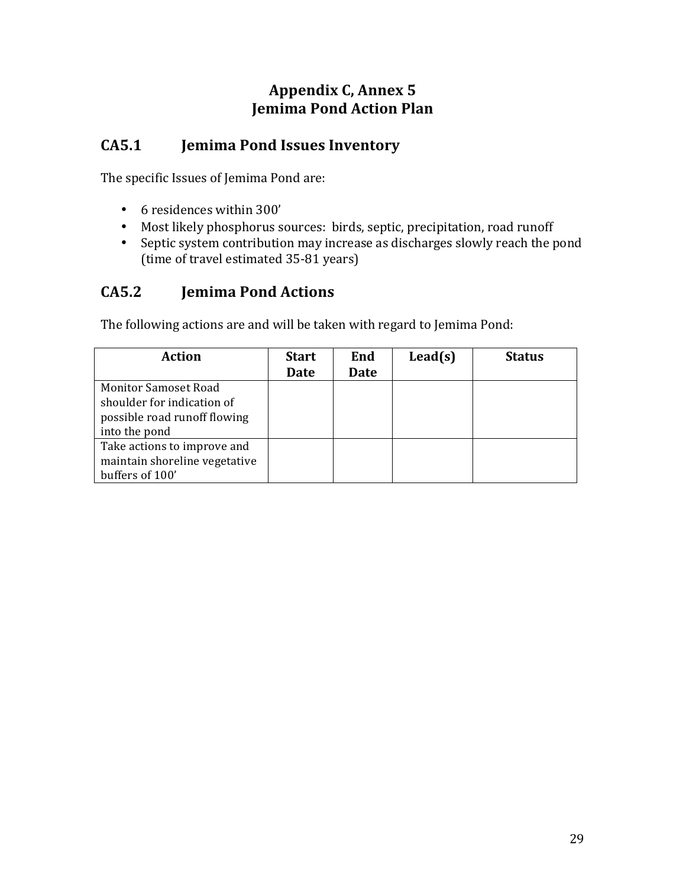# Appendix C, Annex 5
# Jemima Pond Action Plan

## CA5.1 Jemima Pond Issues Inventory

The specific Issues of Jemima Pond are:

- 6 residences within 300'
- Most likely phosphorus sources: birds, septic, precipitation, road runoff
- Septic system contribution may increase as discharges slowly reach the pond (time of travel estimated 35-81 years)

## CA5.2 Jemima Pond Actions

The following actions are and will be taken with regard to Jemima Pond:

| Action | Start Date | End Date | Lead(s) | Status |
|---|---|---|---|---|
| Monitor Samoset Road shoulder for indication of possible road runoff flowing into the pond | | | | |
| Take actions to improve and maintain shoreline vegetative buffers of 100' | | | | |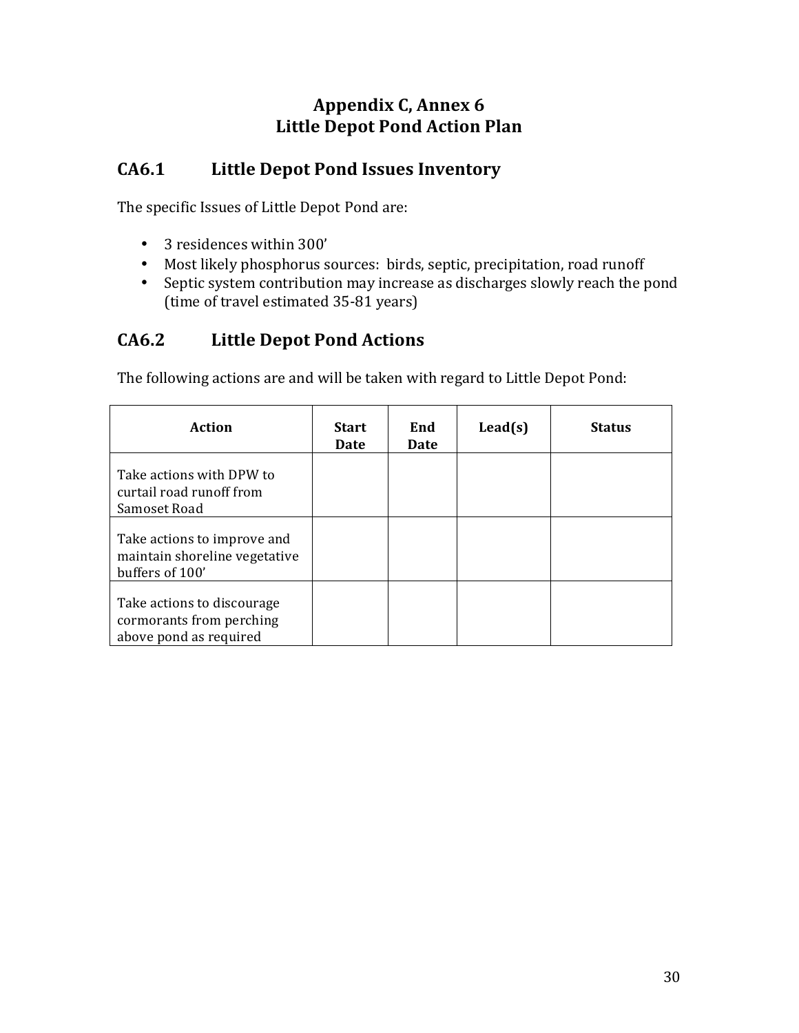# Appendix C, Annex 6
# Little Depot Pond Action Plan

## CA6.1 Little Depot Pond Issues Inventory

The specific Issues of Little Depot Pond are:

- 3 residences within 300’
- Most likely phosphorus sources: birds, septic, precipitation, road runoff
- Septic system contribution may increase as discharges slowly reach the pond (time of travel estimated 35-81 years)

## CA6.2 Little Depot Pond Actions

The following actions are and will be taken with regard to Little Depot Pond:

| Action | Start Date | End Date | Lead(s) | Status |
|---|---|---|---|---|
| Take actions with DPW to curtail road runoff from Samoset Road | | | | |
| Take actions to improve and maintain shoreline vegetative buffers of 100’ | | | | |
| Take actions to discourage cormorants from perching above pond as required | | | | |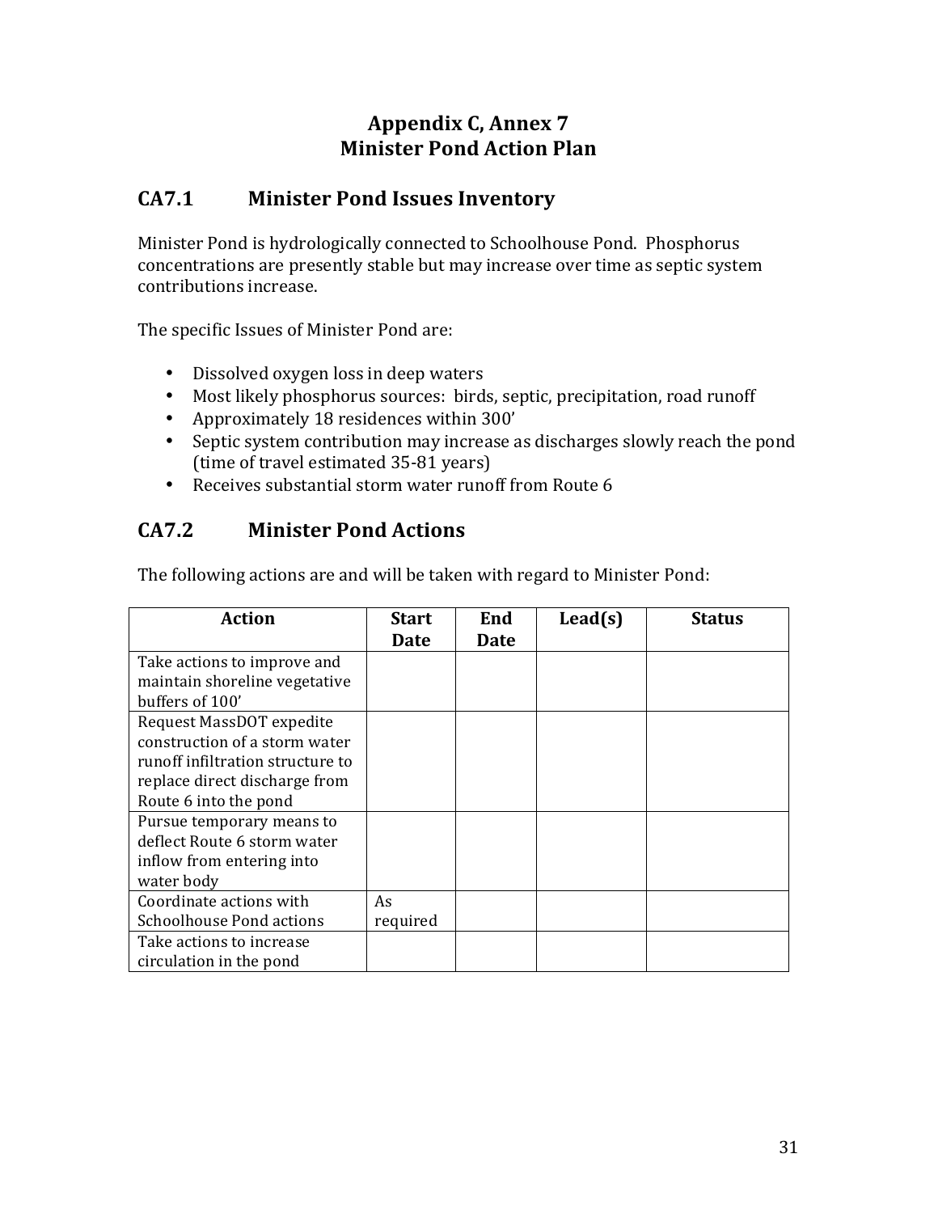# Appendix C, Annex 7
# Minister Pond Action Plan

## CA7.1 Minister Pond Issues Inventory

Minister Pond is hydrologically connected to Schoolhouse Pond. Phosphorus concentrations are presently stable but may increase over time as septic system contributions increase.

The specific Issues of Minister Pond are:

- Dissolved oxygen loss in deep waters
- Most likely phosphorus sources: birds, septic, precipitation, road runoff
- Approximately 18 residences within 300'
- Septic system contribution may increase as discharges slowly reach the pond (time of travel estimated 35-81 years)
- Receives substantial storm water runoff from Route 6

## CA7.2 Minister Pond Actions

The following actions are and will be taken with regard to Minister Pond:

| Action | Start Date | End Date | Lead(s) | Status |
|---|---|---|---|---|
| Take actions to improve and maintain shoreline vegetative buffers of 100' | | | | |
| Request MassDOT expedite construction of a storm water runoff infiltration structure to replace direct discharge from Route 6 into the pond | | | | |
| Pursue temporary means to deflect Route 6 storm water inflow from entering into water body | | | | |
| Coordinate actions with Schoolhouse Pond actions | As required | | | |
| Take actions to increase circulation in the pond | | | | |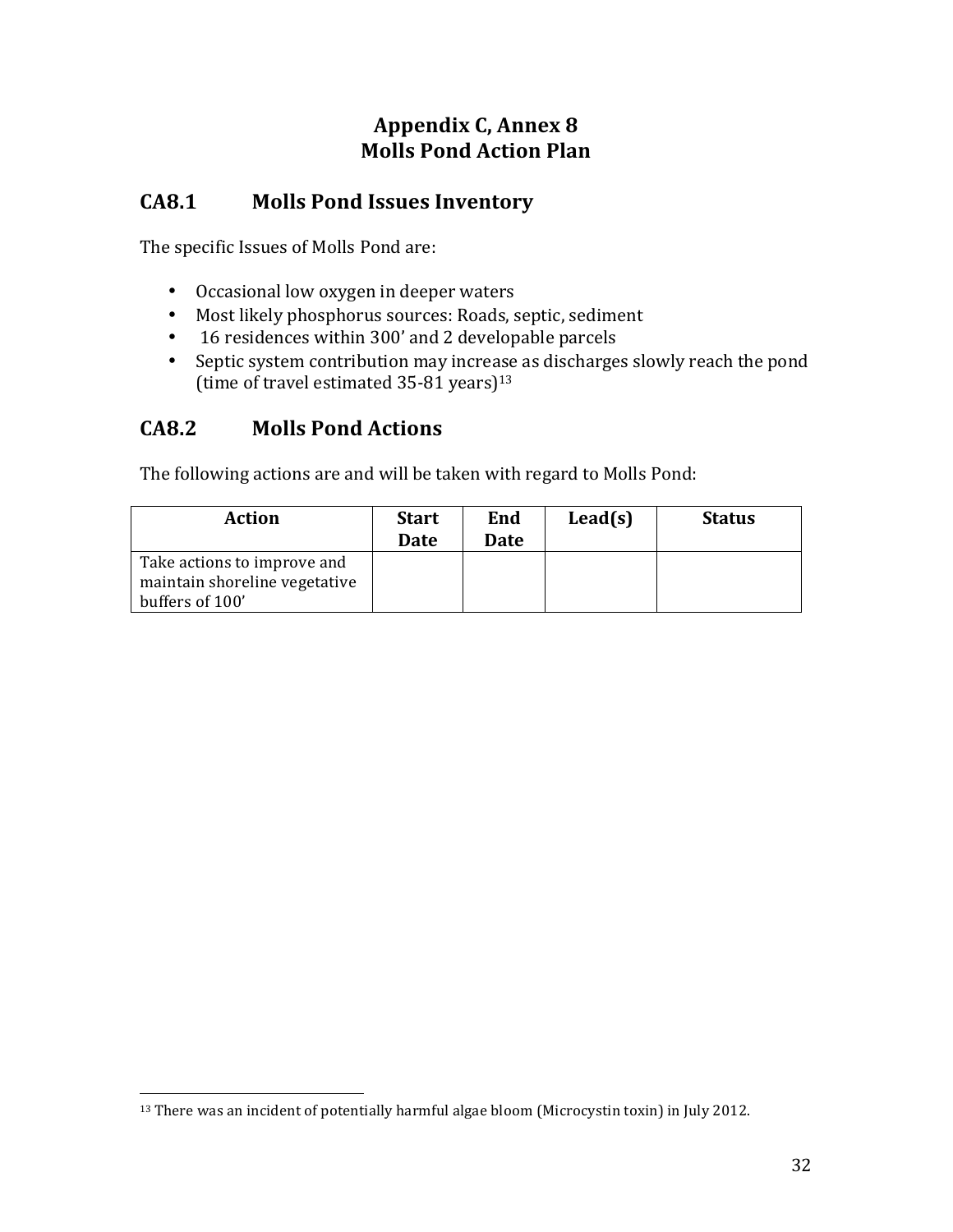# Appendix C, Annex 8
# Molls Pond Action Plan

## CA8.1 Molls Pond Issues Inventory

The specific Issues of Molls Pond are:

- Occasional low oxygen in deeper waters
- Most likely phosphorus sources: Roads, septic, sediment
- 16 residences within 300' and 2 developable parcels
- Septic system contribution may increase as discharges slowly reach the pond (time of travel estimated 35-81 years)[13]

## CA8.2 Molls Pond Actions

The following actions are and will be taken with regard to Molls Pond:

| Action | Start Date | End Date | Lead(s) | Status |
|---|---|---|---|---|
| Take actions to improve and maintain shoreline vegetative buffers of 100' | | | | |

[13] There was an incident of potentially harmful algae bloom (Microcystin toxin) in July 2012.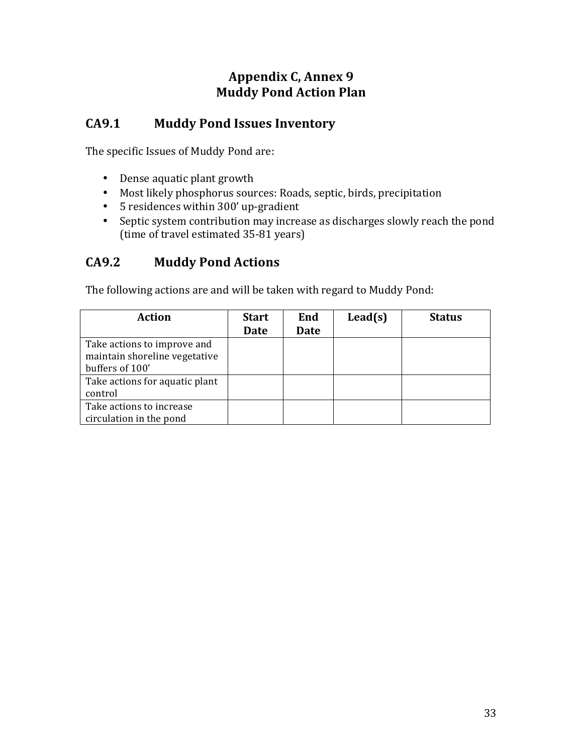# Appendix C, Annex 9
# Muddy Pond Action Plan

## CA9.1 Muddy Pond Issues Inventory

The specific Issues of Muddy Pond are:

- Dense aquatic plant growth
- Most likely phosphorus sources: Roads, septic, birds, precipitation
- 5 residences within 300' up-gradient
- Septic system contribution may increase as discharges slowly reach the pond (time of travel estimated 35-81 years)

## CA9.2 Muddy Pond Actions

The following actions are and will be taken with regard to Muddy Pond:

| Action | Start Date | End Date | Lead(s) | Status |
|---|---|---|---|---|
| Take actions to improve and maintain shoreline vegetative buffers of 100' | | | | |
| Take actions for aquatic plant control | | | | |
| Take actions to increase circulation in the pond | | | | |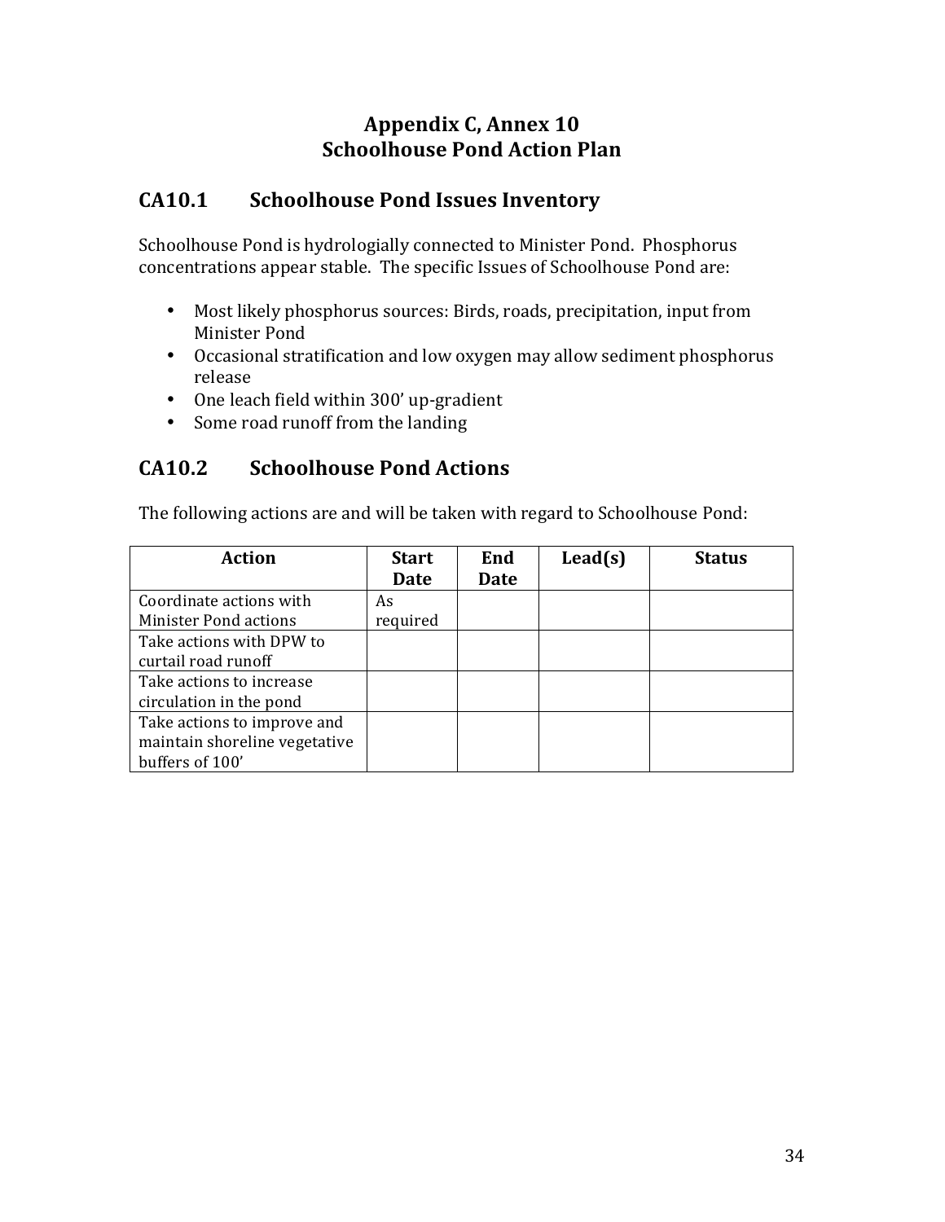# Appendix C, Annex 10
# Schoolhouse Pond Action Plan

## CA10.1 Schoolhouse Pond Issues Inventory

Schoolhouse Pond is hydrologially connected to Minister Pond. Phosphorus concentrations appear stable. The specific Issues of Schoolhouse Pond are:

- Most likely phosphorus sources: Birds, roads, precipitation, input from Minister Pond
- Occasional stratification and low oxygen may allow sediment phosphorus release
- One leach field within 300' up-gradient
- Some road runoff from the landing

## CA10.2 Schoolhouse Pond Actions

The following actions are and will be taken with regard to Schoolhouse Pond:

| Action | Start Date | End Date | Lead(s) | Status |
|---|---|---|---|---|
| Coordinate actions with Minister Pond actions | As required | | | |
| Take actions with DPW to curtail road runoff | | | | |
| Take actions to increase circulation in the pond | | | | |
| Take actions to improve and maintain shoreline vegetative buffers of 100' | | | | |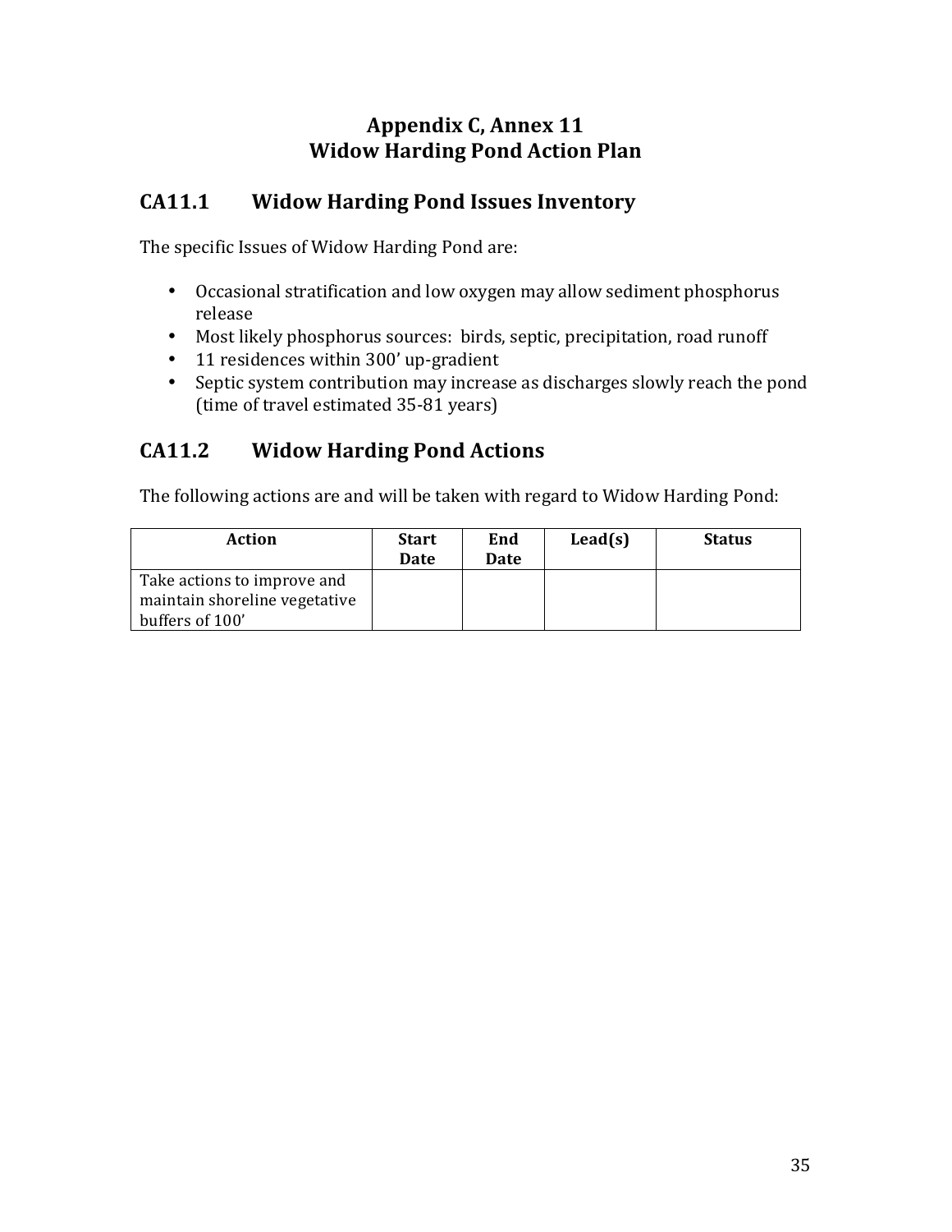# Appendix C, Annex 11
# Widow Harding Pond Action Plan

## CA11.1 Widow Harding Pond Issues Inventory

The specific Issues of Widow Harding Pond are:

- Occasional stratification and low oxygen may allow sediment phosphorus release
- Most likely phosphorus sources: birds, septic, precipitation, road runoff
- 11 residences within 300' up-gradient
- Septic system contribution may increase as discharges slowly reach the pond (time of travel estimated 35-81 years)

## CA11.2 Widow Harding Pond Actions

The following actions are and will be taken with regard to Widow Harding Pond:

| Action | Start Date | End Date | Lead(s) | Status |
|---|---|---|---|---|
| Take actions to improve and maintain shoreline vegetative buffers of 100' | | | | |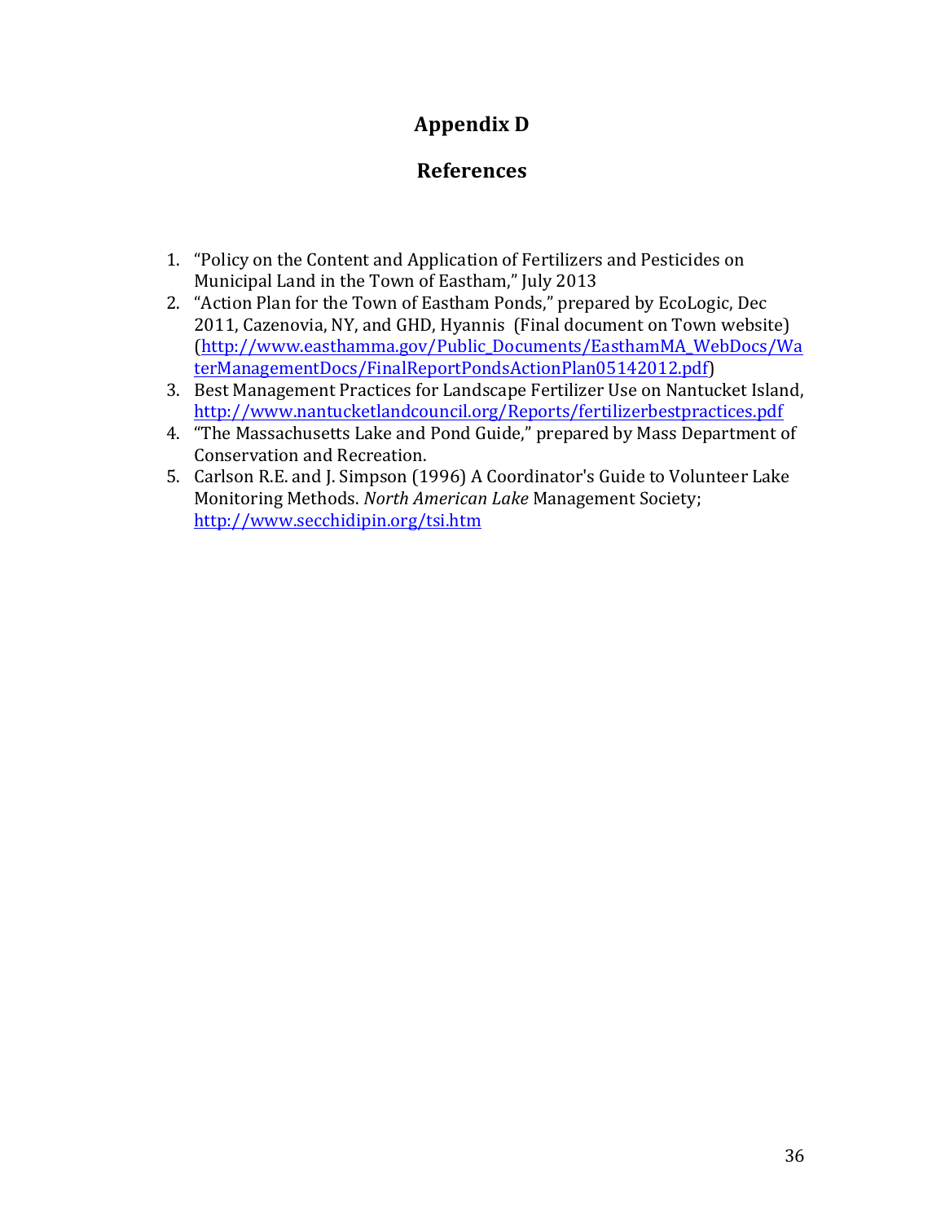# Appendix D

## References

1. "Policy on the Content and Application of Fertilizers and Pesticides on Municipal Land in the Town of Eastham," July 2013
2. "Action Plan for the Town of Eastham Ponds," prepared by EcoLogic, Dec 2011, Cazenovia, NY, and GHD, Hyannis (Final document on Town website) (http://www.easthamma.gov/Public_Documents/EasthamMA_WebDocs/WaterManagementDocs/FinalReportPondsActionPlan05142012.pdf)
3. Best Management Practices for Landscape Fertilizer Use on Nantucket Island, http://www.nantucketlandcouncil.org/Reports/fertilizerbestpractices.pdf
4. "The Massachusetts Lake and Pond Guide," prepared by Mass Department of Conservation and Recreation.
5. Carlson R.E. and J. Simpson (1996) A Coordinator's Guide to Volunteer Lake Monitoring Methods. *North American Lake* Management Society; http://www.secchidipin.org/tsi.htm